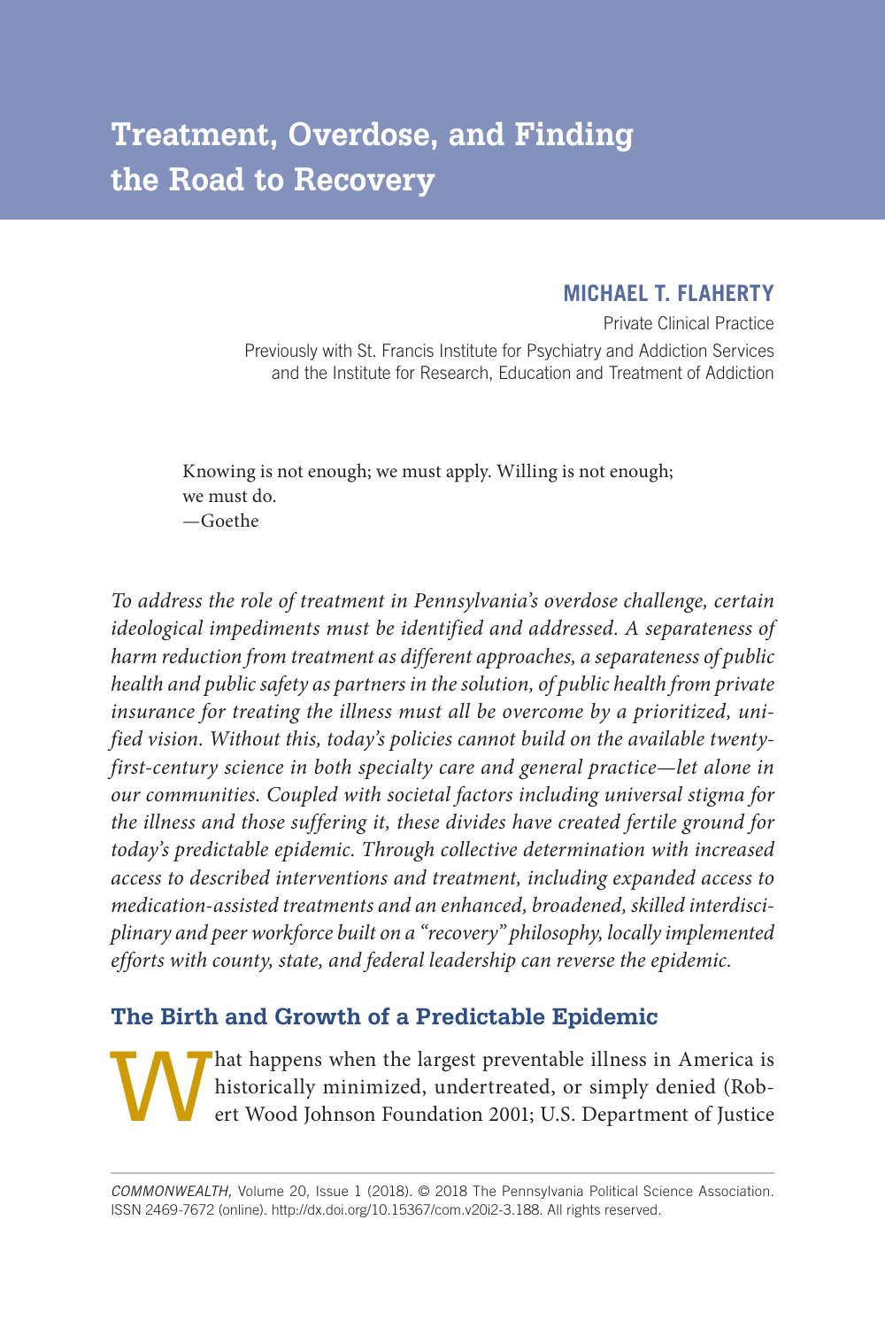# Treatment, Overdose, and Finding the Road to Recovery

**MICHAEL T. FLAHERTY**

Private Clinical Practice

Previously with St. Francis Institute for Psychiatry and Addiction Services and the Institute for Research, Education and Treatment of Addiction

> Knowing is not enough; we must apply. Willing is not enough; we must do.
> —Goethe

*To address the role of treatment in Pennsylvania's overdose challenge, certain ideological impediments must be identified and addressed. A separateness of harm reduction from treatment as different approaches, a separateness of public health and public safety as partners in the solution, of public health from private insurance for treating the illness must all be overcome by a prioritized, unified vision. Without this, today's policies cannot build on the available twenty-first-century science in both specialty care and general practice—let alone in our communities. Coupled with societal factors including universal stigma for the illness and those suffering it, these divides have created fertile ground for today's predictable epidemic. Through collective determination with increased access to described interventions and treatment, including expanded access to medication-assisted treatments and an enhanced, broadened, skilled interdisciplinary and peer workforce built on a "recovery" philosophy, locally implemented efforts with county, state, and federal leadership can reverse the epidemic.*

## The Birth and Growth of a Predictable Epidemic

What happens when the largest preventable illness in America is historically minimized, undertreated, or simply denied (Robert Wood Johnson Foundation 2001; U.S. Department of Justice

*COMMONWEALTH,* Volume 20, Issue 1 (2018). © 2018 The Pennsylvania Political Science Association. ISSN 2469-7672 (online). http://dx.doi.org/10.15367/com.v20i2-3.188. All rights reserved.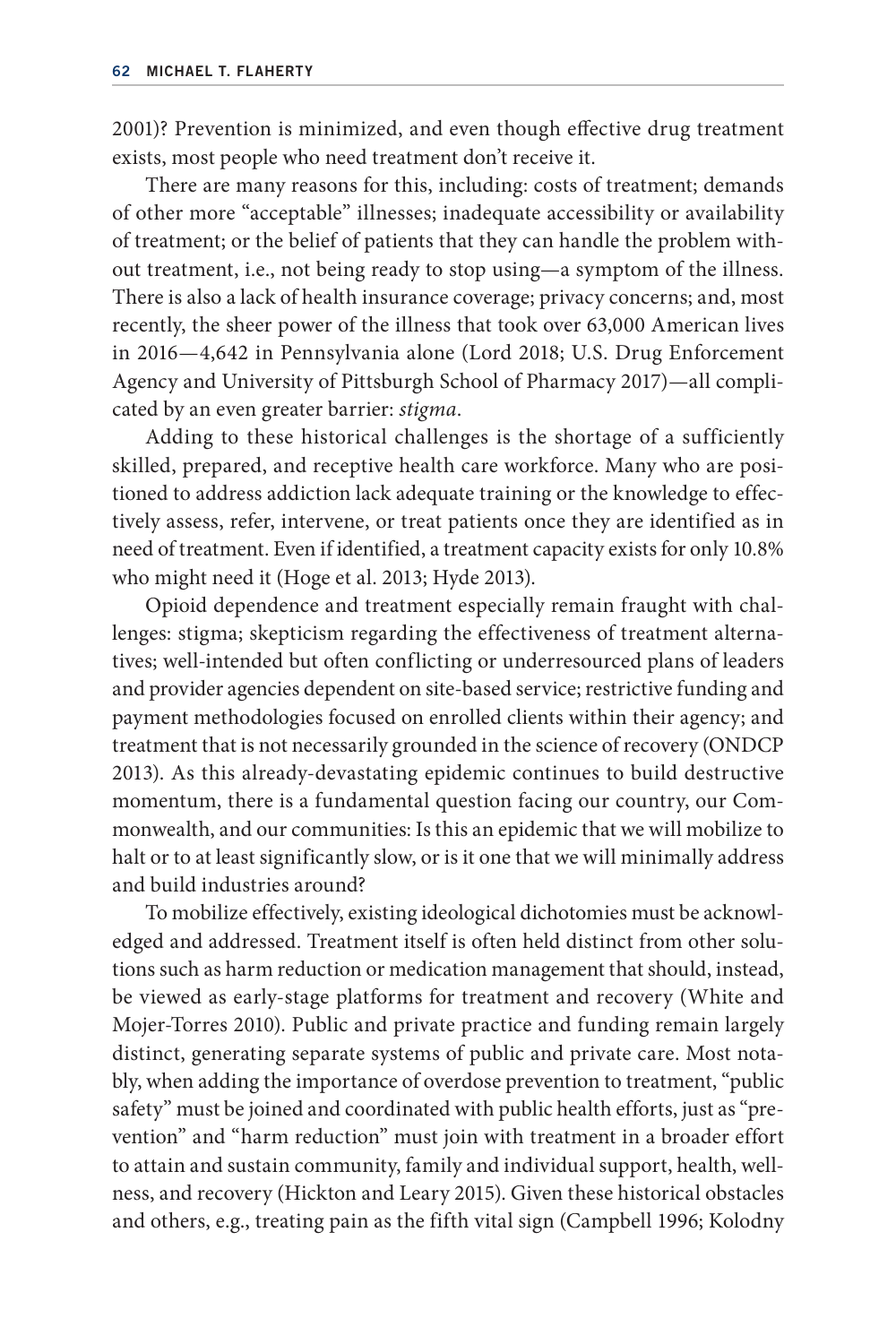2001)? Prevention is minimized, and even though effective drug treatment exists, most people who need treatment don't receive it.

There are many reasons for this, including: costs of treatment; demands of other more "acceptable" illnesses; inadequate accessibility or availability of treatment; or the belief of patients that they can handle the problem without treatment, i.e., not being ready to stop using—a symptom of the illness. There is also a lack of health insurance coverage; privacy concerns; and, most recently, the sheer power of the illness that took over 63,000 American lives in 2016—4,642 in Pennsylvania alone (Lord 2018; U.S. Drug Enforcement Agency and University of Pittsburgh School of Pharmacy 2017)—all complicated by an even greater barrier: *stigma*.

Adding to these historical challenges is the shortage of a sufficiently skilled, prepared, and receptive health care workforce. Many who are positioned to address addiction lack adequate training or the knowledge to effectively assess, refer, intervene, or treat patients once they are identified as in need of treatment. Even if identified, a treatment capacity exists for only 10.8% who might need it (Hoge et al. 2013; Hyde 2013).

Opioid dependence and treatment especially remain fraught with challenges: stigma; skepticism regarding the effectiveness of treatment alternatives; well-intended but often conflicting or underresourced plans of leaders and provider agencies dependent on site-based service; restrictive funding and payment methodologies focused on enrolled clients within their agency; and treatment that is not necessarily grounded in the science of recovery (ONDCP 2013). As this already-devastating epidemic continues to build destructive momentum, there is a fundamental question facing our country, our Commonwealth, and our communities: Is this an epidemic that we will mobilize to halt or to at least significantly slow, or is it one that we will minimally address and build industries around?

To mobilize effectively, existing ideological dichotomies must be acknowledged and addressed. Treatment itself is often held distinct from other solutions such as harm reduction or medication management that should, instead, be viewed as early-stage platforms for treatment and recovery (White and Mojer-Torres 2010). Public and private practice and funding remain largely distinct, generating separate systems of public and private care. Most notably, when adding the importance of overdose prevention to treatment, "public safety" must be joined and coordinated with public health efforts, just as "prevention" and "harm reduction" must join with treatment in a broader effort to attain and sustain community, family and individual support, health, wellness, and recovery (Hickton and Leary 2015). Given these historical obstacles and others, e.g., treating pain as the fifth vital sign (Campbell 1996; Kolodny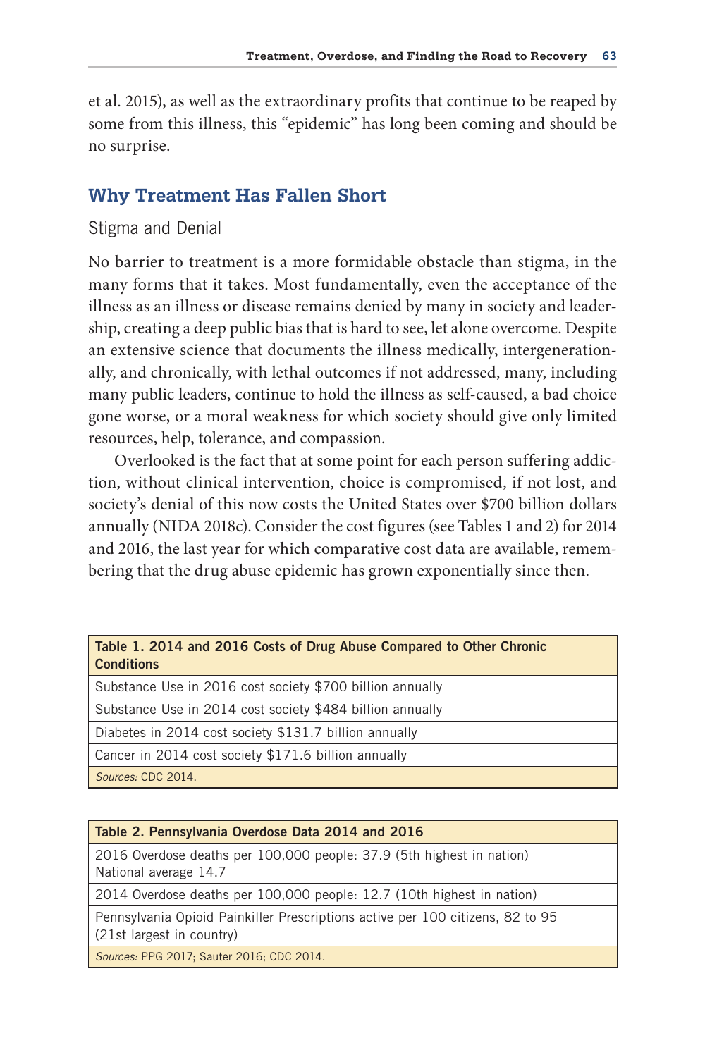et al. 2015), as well as the extraordinary profits that continue to be reaped by some from this illness, this "epidemic" has long been coming and should be no surprise.

## Why Treatment Has Fallen Short

### Stigma and Denial

No barrier to treatment is a more formidable obstacle than stigma, in the many forms that it takes. Most fundamentally, even the acceptance of the illness as an illness or disease remains denied by many in society and leadership, creating a deep public bias that is hard to see, let alone overcome. Despite an extensive science that documents the illness medically, intergenerationally, and chronically, with lethal outcomes if not addressed, many, including many public leaders, continue to hold the illness as self-caused, a bad choice gone worse, or a moral weakness for which society should give only limited resources, help, tolerance, and compassion.

Overlooked is the fact that at some point for each person suffering addiction, without clinical intervention, choice is compromised, if not lost, and society's denial of this now costs the United States over $700 billion dollars annually (NIDA 2018c). Consider the cost figures (see Tables 1 and 2) for 2014 and 2016, the last year for which comparative cost data are available, remembering that the drug abuse epidemic has grown exponentially since then.

| Table 1. 2014 and 2016 Costs of Drug Abuse Compared to Other Chronic Conditions |
|---|
| Substance Use in 2016 cost society $700 billion annually |
| Substance Use in 2014 cost society $484 billion annually |
| Diabetes in 2014 cost society $131.7 billion annually |
| Cancer in 2014 cost society $171.6 billion annually |
| *Sources:* CDC 2014. |

| Table 2. Pennsylvania Overdose Data 2014 and 2016 |
|---|
| 2016 Overdose deaths per 100,000 people: 37.9 (5th highest in nation) National average 14.7 |
| 2014 Overdose deaths per 100,000 people: 12.7 (10th highest in nation) |
| Pennsylvania Opioid Painkiller Prescriptions active per 100 citizens, 82 to 95 (21st largest in country) |
| *Sources:* PPG 2017; Sauter 2016; CDC 2014. |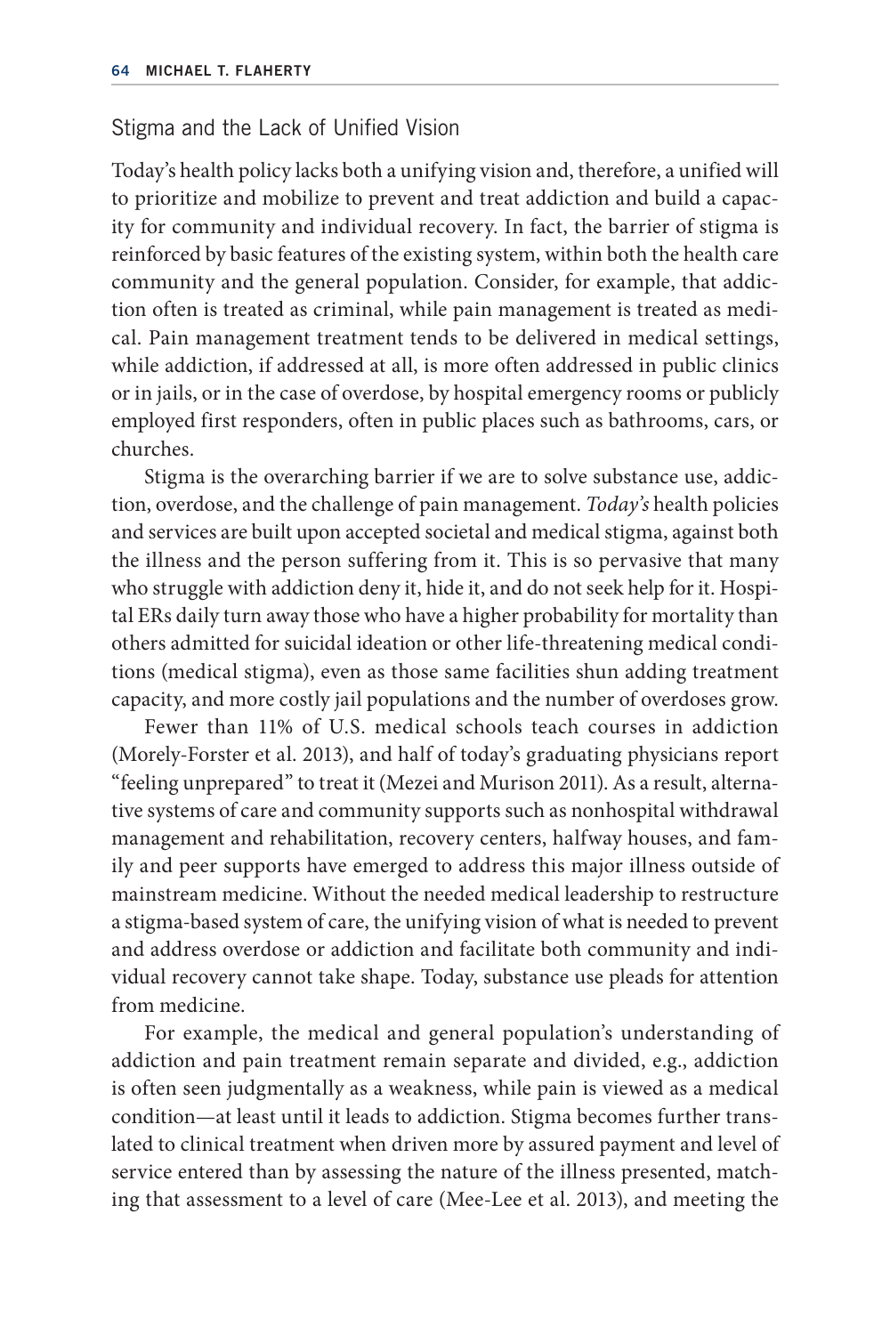## Stigma and the Lack of Unified Vision

Today's health policy lacks both a unifying vision and, therefore, a unified will to prioritize and mobilize to prevent and treat addiction and build a capacity for community and individual recovery. In fact, the barrier of stigma is reinforced by basic features of the existing system, within both the health care community and the general population. Consider, for example, that addiction often is treated as criminal, while pain management is treated as medical. Pain management treatment tends to be delivered in medical settings, while addiction, if addressed at all, is more often addressed in public clinics or in jails, or in the case of overdose, by hospital emergency rooms or publicly employed first responders, often in public places such as bathrooms, cars, or churches.

Stigma is the overarching barrier if we are to solve substance use, addiction, overdose, and the challenge of pain management. *Today's* health policies and services are built upon accepted societal and medical stigma, against both the illness and the person suffering from it. This is so pervasive that many who struggle with addiction deny it, hide it, and do not seek help for it. Hospital ERs daily turn away those who have a higher probability for mortality than others admitted for suicidal ideation or other life-threatening medical conditions (medical stigma), even as those same facilities shun adding treatment capacity, and more costly jail populations and the number of overdoses grow.

Fewer than 11% of U.S. medical schools teach courses in addiction (Morely-Forster et al. 2013), and half of today's graduating physicians report "feeling unprepared" to treat it (Mezei and Murison 2011). As a result, alternative systems of care and community supports such as nonhospital withdrawal management and rehabilitation, recovery centers, halfway houses, and family and peer supports have emerged to address this major illness outside of mainstream medicine. Without the needed medical leadership to restructure a stigma-based system of care, the unifying vision of what is needed to prevent and address overdose or addiction and facilitate both community and individual recovery cannot take shape. Today, substance use pleads for attention from medicine.

For example, the medical and general population's understanding of addiction and pain treatment remain separate and divided, e.g., addiction is often seen judgmentally as a weakness, while pain is viewed as a medical condition—at least until it leads to addiction. Stigma becomes further translated to clinical treatment when driven more by assured payment and level of service entered than by assessing the nature of the illness presented, matching that assessment to a level of care (Mee-Lee et al. 2013), and meeting the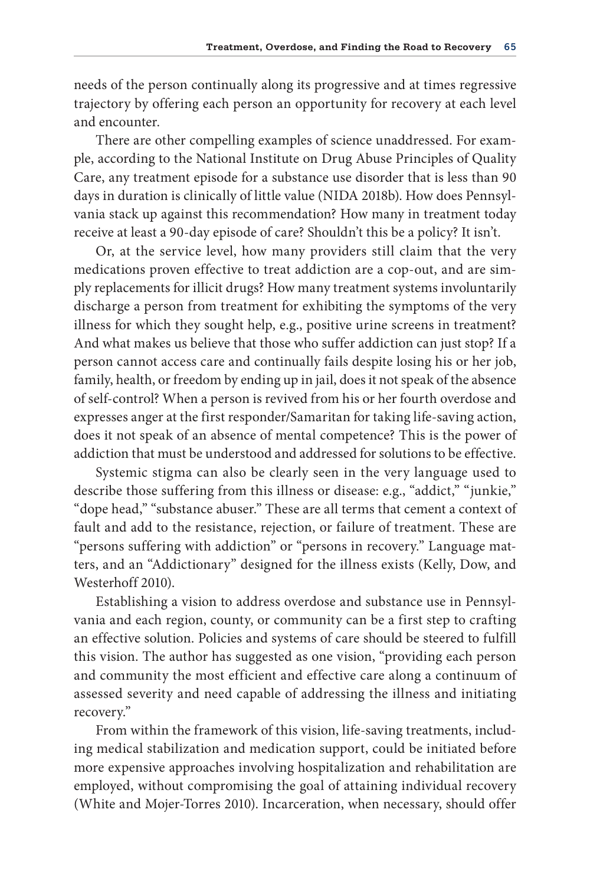needs of the person continually along its progressive and at times regressive trajectory by offering each person an opportunity for recovery at each level and encounter.

There are other compelling examples of science unaddressed. For example, according to the National Institute on Drug Abuse Principles of Quality Care, any treatment episode for a substance use disorder that is less than 90 days in duration is clinically of little value (NIDA 2018b). How does Pennsylvania stack up against this recommendation? How many in treatment today receive at least a 90-day episode of care? Shouldn't this be a policy? It isn't.

Or, at the service level, how many providers still claim that the very medications proven effective to treat addiction are a cop-out, and are simply replacements for illicit drugs? How many treatment systems involuntarily discharge a person from treatment for exhibiting the symptoms of the very illness for which they sought help, e.g., positive urine screens in treatment? And what makes us believe that those who suffer addiction can just stop? If a person cannot access care and continually fails despite losing his or her job, family, health, or freedom by ending up in jail, does it not speak of the absence of self-control? When a person is revived from his or her fourth overdose and expresses anger at the first responder/Samaritan for taking life-saving action, does it not speak of an absence of mental competence? This is the power of addiction that must be understood and addressed for solutions to be effective.

Systemic stigma can also be clearly seen in the very language used to describe those suffering from this illness or disease: e.g., "addict," "junkie," "dope head," "substance abuser." These are all terms that cement a context of fault and add to the resistance, rejection, or failure of treatment. These are "persons suffering with addiction" or "persons in recovery." Language matters, and an "Addictionary" designed for the illness exists (Kelly, Dow, and Westerhoff 2010).

Establishing a vision to address overdose and substance use in Pennsylvania and each region, county, or community can be a first step to crafting an effective solution. Policies and systems of care should be steered to fulfill this vision. The author has suggested as one vision, "providing each person and community the most efficient and effective care along a continuum of assessed severity and need capable of addressing the illness and initiating recovery."

From within the framework of this vision, life-saving treatments, including medical stabilization and medication support, could be initiated before more expensive approaches involving hospitalization and rehabilitation are employed, without compromising the goal of attaining individual recovery (White and Mojer-Torres 2010). Incarceration, when necessary, should offer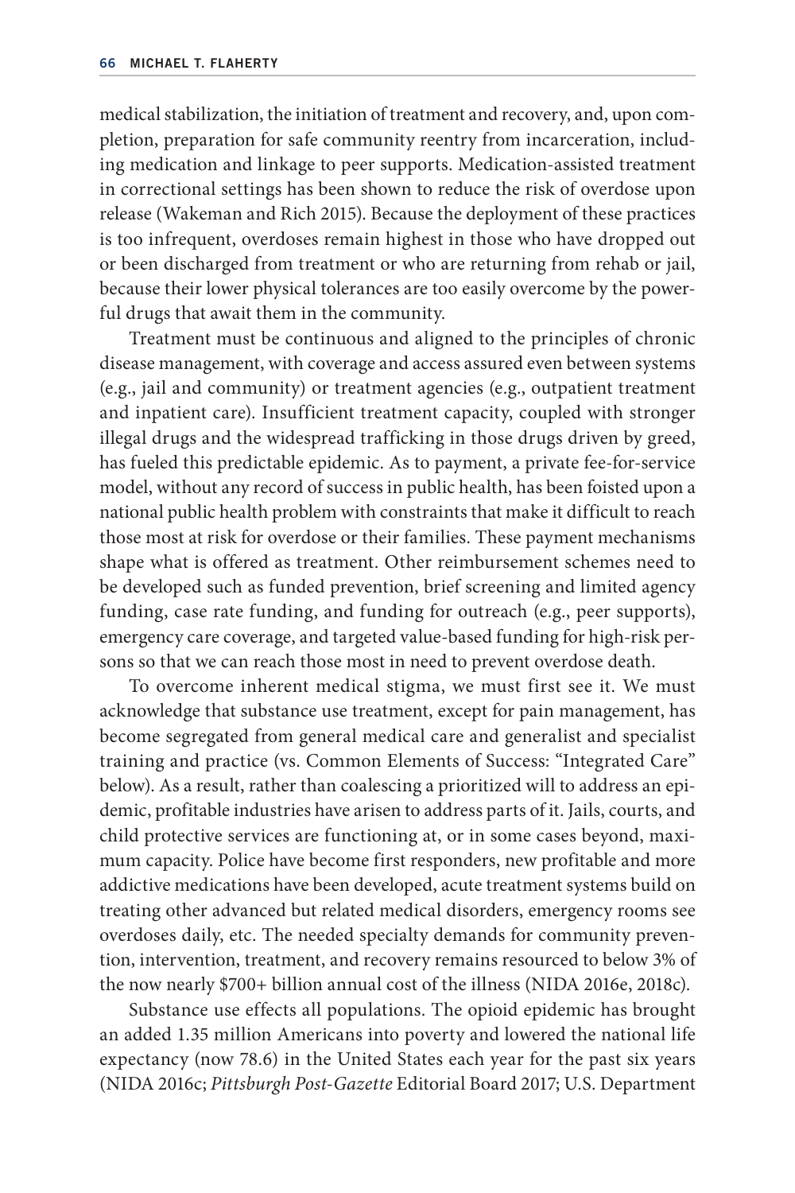medical stabilization, the initiation of treatment and recovery, and, upon completion, preparation for safe community reentry from incarceration, including medication and linkage to peer supports. Medication-assisted treatment in correctional settings has been shown to reduce the risk of overdose upon release (Wakeman and Rich 2015). Because the deployment of these practices is too infrequent, overdoses remain highest in those who have dropped out or been discharged from treatment or who are returning from rehab or jail, because their lower physical tolerances are too easily overcome by the powerful drugs that await them in the community.

Treatment must be continuous and aligned to the principles of chronic disease management, with coverage and access assured even between systems (e.g., jail and community) or treatment agencies (e.g., outpatient treatment and inpatient care). Insufficient treatment capacity, coupled with stronger illegal drugs and the widespread trafficking in those drugs driven by greed, has fueled this predictable epidemic. As to payment, a private fee-for-service model, without any record of success in public health, has been foisted upon a national public health problem with constraints that make it difficult to reach those most at risk for overdose or their families. These payment mechanisms shape what is offered as treatment. Other reimbursement schemes need to be developed such as funded prevention, brief screening and limited agency funding, case rate funding, and funding for outreach (e.g., peer supports), emergency care coverage, and targeted value-based funding for high-risk persons so that we can reach those most in need to prevent overdose death.

To overcome inherent medical stigma, we must first see it. We must acknowledge that substance use treatment, except for pain management, has become segregated from general medical care and generalist and specialist training and practice (vs. Common Elements of Success: "Integrated Care" below). As a result, rather than coalescing a prioritized will to address an epidemic, profitable industries have arisen to address parts of it. Jails, courts, and child protective services are functioning at, or in some cases beyond, maximum capacity. Police have become first responders, new profitable and more addictive medications have been developed, acute treatment systems build on treating other advanced but related medical disorders, emergency rooms see overdoses daily, etc. The needed specialty demands for community prevention, intervention, treatment, and recovery remains resourced to below 3% of the now nearly $700+ billion annual cost of the illness (NIDA 2016e, 2018c).

Substance use effects all populations. The opioid epidemic has brought an added 1.35 million Americans into poverty and lowered the national life expectancy (now 78.6) in the United States each year for the past six years (NIDA 2016c; *Pittsburgh Post-Gazette* Editorial Board 2017; U.S. Department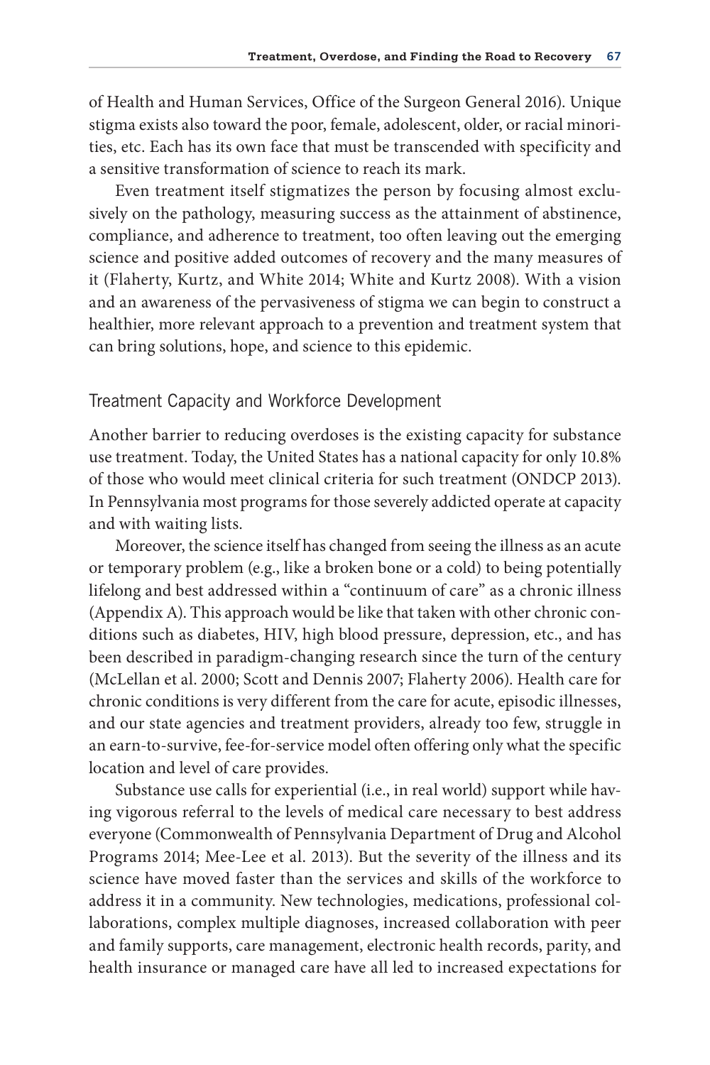of Health and Human Services, Office of the Surgeon General 2016). Unique stigma exists also toward the poor, female, adolescent, older, or racial minorities, etc. Each has its own face that must be transcended with specificity and a sensitive transformation of science to reach its mark.

Even treatment itself stigmatizes the person by focusing almost exclusively on the pathology, measuring success as the attainment of abstinence, compliance, and adherence to treatment, too often leaving out the emerging science and positive added outcomes of recovery and the many measures of it (Flaherty, Kurtz, and White 2014; White and Kurtz 2008). With a vision and an awareness of the pervasiveness of stigma we can begin to construct a healthier, more relevant approach to a prevention and treatment system that can bring solutions, hope, and science to this epidemic.

## Treatment Capacity and Workforce Development

Another barrier to reducing overdoses is the existing capacity for substance use treatment. Today, the United States has a national capacity for only 10.8% of those who would meet clinical criteria for such treatment (ONDCP 2013). In Pennsylvania most programs for those severely addicted operate at capacity and with waiting lists.

Moreover, the science itself has changed from seeing the illness as an acute or temporary problem (e.g., like a broken bone or a cold) to being potentially lifelong and best addressed within a "continuum of care" as a chronic illness (Appendix A). This approach would be like that taken with other chronic conditions such as diabetes, HIV, high blood pressure, depression, etc., and has been described in paradigm-changing research since the turn of the century (McLellan et al. 2000; Scott and Dennis 2007; Flaherty 2006). Health care for chronic conditions is very different from the care for acute, episodic illnesses, and our state agencies and treatment providers, already too few, struggle in an earn-to-survive, fee-for-service model often offering only what the specific location and level of care provides.

Substance use calls for experiential (i.e., in real world) support while having vigorous referral to the levels of medical care necessary to best address everyone (Commonwealth of Pennsylvania Department of Drug and Alcohol Programs 2014; Mee-Lee et al. 2013). But the severity of the illness and its science have moved faster than the services and skills of the workforce to address it in a community. New technologies, medications, professional collaborations, complex multiple diagnoses, increased collaboration with peer and family supports, care management, electronic health records, parity, and health insurance or managed care have all led to increased expectations for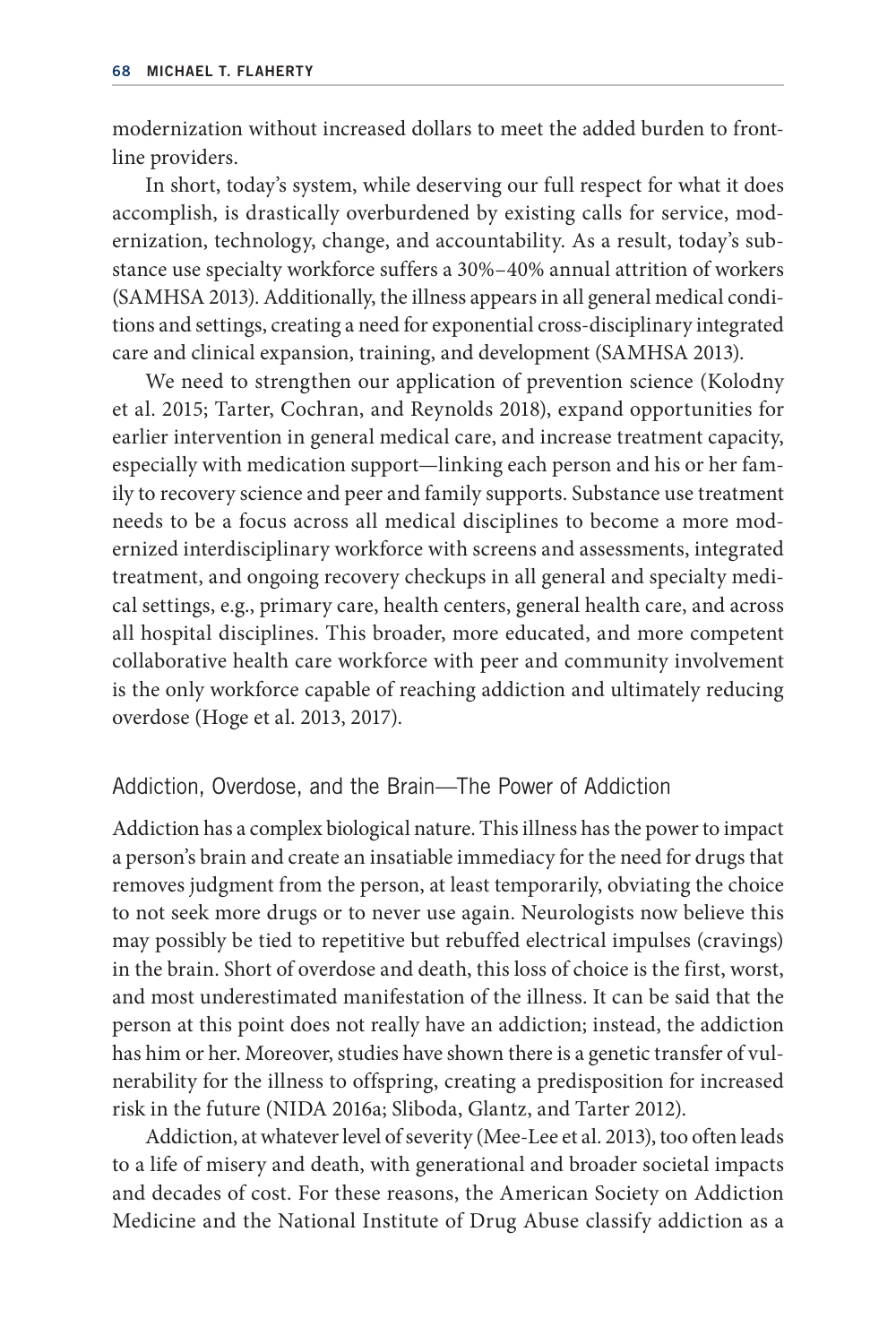modernization without increased dollars to meet the added burden to frontline providers.

In short, today's system, while deserving our full respect for what it does accomplish, is drastically overburdened by existing calls for service, modernization, technology, change, and accountability. As a result, today's substance use specialty workforce suffers a 30%–40% annual attrition of workers (SAMHSA 2013). Additionally, the illness appears in all general medical conditions and settings, creating a need for exponential cross-disciplinary integrated care and clinical expansion, training, and development (SAMHSA 2013).

We need to strengthen our application of prevention science (Kolodny et al. 2015; Tarter, Cochran, and Reynolds 2018), expand opportunities for earlier intervention in general medical care, and increase treatment capacity, especially with medication support—linking each person and his or her family to recovery science and peer and family supports. Substance use treatment needs to be a focus across all medical disciplines to become a more modernized interdisciplinary workforce with screens and assessments, integrated treatment, and ongoing recovery checkups in all general and specialty medical settings, e.g., primary care, health centers, general health care, and across all hospital disciplines. This broader, more educated, and more competent collaborative health care workforce with peer and community involvement is the only workforce capable of reaching addiction and ultimately reducing overdose (Hoge et al. 2013, 2017).

## Addiction, Overdose, and the Brain—The Power of Addiction

Addiction has a complex biological nature. This illness has the power to impact a person's brain and create an insatiable immediacy for the need for drugs that removes judgment from the person, at least temporarily, obviating the choice to not seek more drugs or to never use again. Neurologists now believe this may possibly be tied to repetitive but rebuffed electrical impulses (cravings) in the brain. Short of overdose and death, this loss of choice is the first, worst, and most underestimated manifestation of the illness. It can be said that the person at this point does not really have an addiction; instead, the addiction has him or her. Moreover, studies have shown there is a genetic transfer of vulnerability for the illness to offspring, creating a predisposition for increased risk in the future (NIDA 2016a; Sliboda, Glantz, and Tarter 2012).

Addiction, at whatever level of severity (Mee-Lee et al. 2013), too often leads to a life of misery and death, with generational and broader societal impacts and decades of cost. For these reasons, the American Society on Addiction Medicine and the National Institute of Drug Abuse classify addiction as a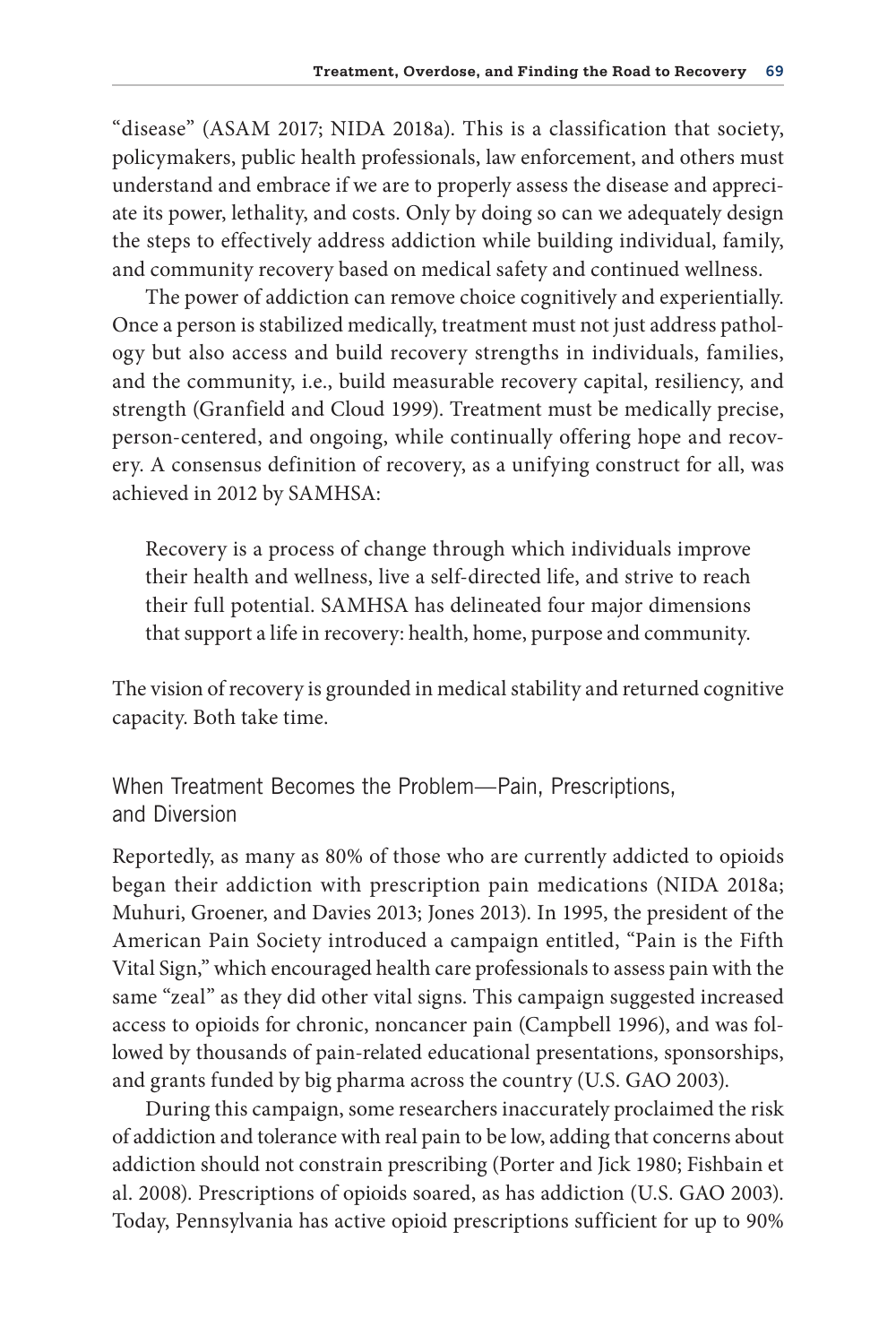"disease" (ASAM 2017; NIDA 2018a). This is a classification that society, policymakers, public health professionals, law enforcement, and others must understand and embrace if we are to properly assess the disease and appreciate its power, lethality, and costs. Only by doing so can we adequately design the steps to effectively address addiction while building individual, family, and community recovery based on medical safety and continued wellness.

The power of addiction can remove choice cognitively and experientially. Once a person is stabilized medically, treatment must not just address pathology but also access and build recovery strengths in individuals, families, and the community, i.e., build measurable recovery capital, resiliency, and strength (Granfield and Cloud 1999). Treatment must be medically precise, person-centered, and ongoing, while continually offering hope and recovery. A consensus definition of recovery, as a unifying construct for all, was achieved in 2012 by SAMHSA:

> Recovery is a process of change through which individuals improve their health and wellness, live a self-directed life, and strive to reach their full potential. SAMHSA has delineated four major dimensions that support a life in recovery: health, home, purpose and community.

The vision of recovery is grounded in medical stability and returned cognitive capacity. Both take time.

## When Treatment Becomes the Problem—Pain, Prescriptions, and Diversion

Reportedly, as many as 80% of those who are currently addicted to opioids began their addiction with prescription pain medications (NIDA 2018a; Muhuri, Groener, and Davies 2013; Jones 2013). In 1995, the president of the American Pain Society introduced a campaign entitled, "Pain is the Fifth Vital Sign," which encouraged health care professionals to assess pain with the same "zeal" as they did other vital signs. This campaign suggested increased access to opioids for chronic, noncancer pain (Campbell 1996), and was followed by thousands of pain-related educational presentations, sponsorships, and grants funded by big pharma across the country (U.S. GAO 2003).

During this campaign, some researchers inaccurately proclaimed the risk of addiction and tolerance with real pain to be low, adding that concerns about addiction should not constrain prescribing (Porter and Jick 1980; Fishbain et al. 2008). Prescriptions of opioids soared, as has addiction (U.S. GAO 2003). Today, Pennsylvania has active opioid prescriptions sufficient for up to 90%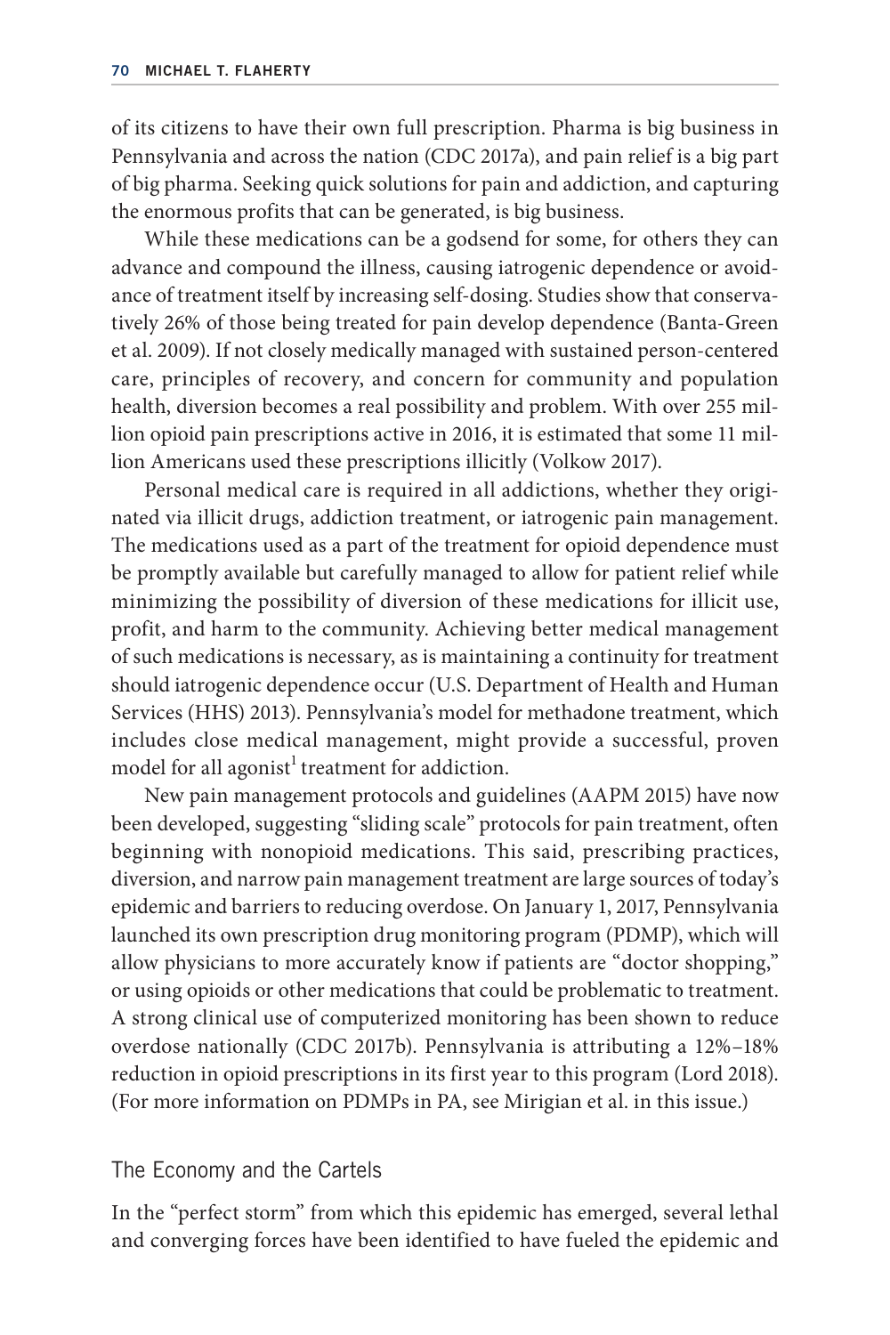of its citizens to have their own full prescription. Pharma is big business in Pennsylvania and across the nation (CDC 2017a), and pain relief is a big part of big pharma. Seeking quick solutions for pain and addiction, and capturing the enormous profits that can be generated, is big business.

While these medications can be a godsend for some, for others they can advance and compound the illness, causing iatrogenic dependence or avoidance of treatment itself by increasing self-dosing. Studies show that conservatively 26% of those being treated for pain develop dependence (Banta-Green et al. 2009). If not closely medically managed with sustained person-centered care, principles of recovery, and concern for community and population health, diversion becomes a real possibility and problem. With over 255 million opioid pain prescriptions active in 2016, it is estimated that some 11 million Americans used these prescriptions illicitly (Volkow 2017).

Personal medical care is required in all addictions, whether they originated via illicit drugs, addiction treatment, or iatrogenic pain management. The medications used as a part of the treatment for opioid dependence must be promptly available but carefully managed to allow for patient relief while minimizing the possibility of diversion of these medications for illicit use, profit, and harm to the community. Achieving better medical management of such medications is necessary, as is maintaining a continuity for treatment should iatrogenic dependence occur (U.S. Department of Health and Human Services (HHS) 2013). Pennsylvania's model for methadone treatment, which includes close medical management, might provide a successful, proven model for all agonist[1] treatment for addiction.

New pain management protocols and guidelines (AAPM 2015) have now been developed, suggesting "sliding scale" protocols for pain treatment, often beginning with nonopioid medications. This said, prescribing practices, diversion, and narrow pain management treatment are large sources of today's epidemic and barriers to reducing overdose. On January 1, 2017, Pennsylvania launched its own prescription drug monitoring program (PDMP), which will allow physicians to more accurately know if patients are "doctor shopping," or using opioids or other medications that could be problematic to treatment. A strong clinical use of computerized monitoring has been shown to reduce overdose nationally (CDC 2017b). Pennsylvania is attributing a 12%–18% reduction in opioid prescriptions in its first year to this program (Lord 2018). (For more information on PDMPs in PA, see Mirigian et al. in this issue.)

## The Economy and the Cartels

In the "perfect storm" from which this epidemic has emerged, several lethal and converging forces have been identified to have fueled the epidemic and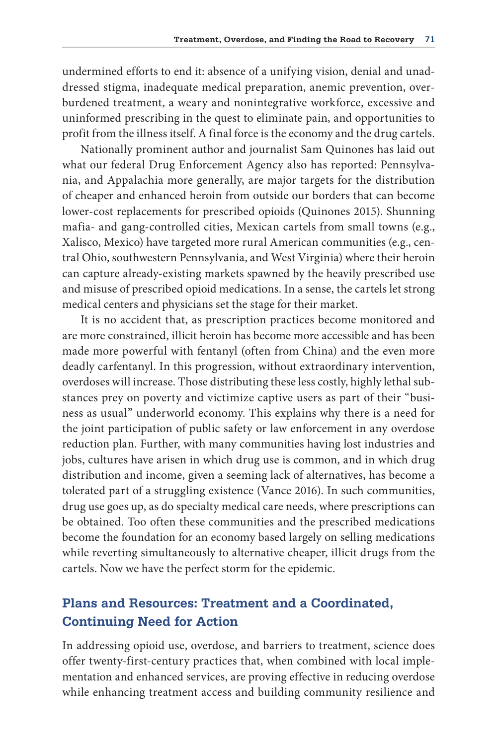undermined efforts to end it: absence of a unifying vision, denial and unaddressed stigma, inadequate medical preparation, anemic prevention, overburdened treatment, a weary and nonintegrative workforce, excessive and uninformed prescribing in the quest to eliminate pain, and opportunities to profit from the illness itself. A final force is the economy and the drug cartels.

Nationally prominent author and journalist Sam Quinones has laid out what our federal Drug Enforcement Agency also has reported: Pennsylvania, and Appalachia more generally, are major targets for the distribution of cheaper and enhanced heroin from outside our borders that can become lower-cost replacements for prescribed opioids (Quinones 2015). Shunning mafia- and gang-controlled cities, Mexican cartels from small towns (e.g., Xalisco, Mexico) have targeted more rural American communities (e.g., central Ohio, southwestern Pennsylvania, and West Virginia) where their heroin can capture already-existing markets spawned by the heavily prescribed use and misuse of prescribed opioid medications. In a sense, the cartels let strong medical centers and physicians set the stage for their market.

It is no accident that, as prescription practices become monitored and are more constrained, illicit heroin has become more accessible and has been made more powerful with fentanyl (often from China) and the even more deadly carfentanyl. In this progression, without extraordinary intervention, overdoses will increase. Those distributing these less costly, highly lethal substances prey on poverty and victimize captive users as part of their "business as usual" underworld economy. This explains why there is a need for the joint participation of public safety or law enforcement in any overdose reduction plan. Further, with many communities having lost industries and jobs, cultures have arisen in which drug use is common, and in which drug distribution and income, given a seeming lack of alternatives, has become a tolerated part of a struggling existence (Vance 2016). In such communities, drug use goes up, as do specialty medical care needs, where prescriptions can be obtained. Too often these communities and the prescribed medications become the foundation for an economy based largely on selling medications while reverting simultaneously to alternative cheaper, illicit drugs from the cartels. Now we have the perfect storm for the epidemic.

## Plans and Resources: Treatment and a Coordinated, Continuing Need for Action

In addressing opioid use, overdose, and barriers to treatment, science does offer twenty-first-century practices that, when combined with local implementation and enhanced services, are proving effective in reducing overdose while enhancing treatment access and building community resilience and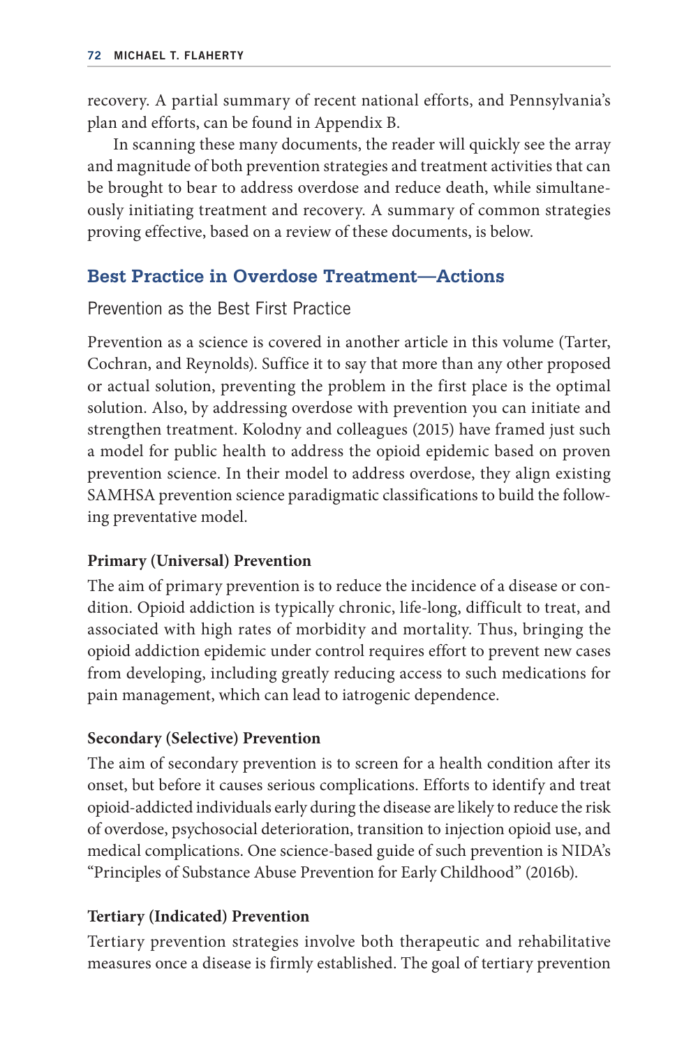recovery. A partial summary of recent national efforts, and Pennsylvania's plan and efforts, can be found in Appendix B.

In scanning these many documents, the reader will quickly see the array and magnitude of both prevention strategies and treatment activities that can be brought to bear to address overdose and reduce death, while simultaneously initiating treatment and recovery. A summary of common strategies proving effective, based on a review of these documents, is below.

## Best Practice in Overdose Treatment—Actions

### Prevention as the Best First Practice

Prevention as a science is covered in another article in this volume (Tarter, Cochran, and Reynolds). Suffice it to say that more than any other proposed or actual solution, preventing the problem in the first place is the optimal solution. Also, by addressing overdose with prevention you can initiate and strengthen treatment. Kolodny and colleagues (2015) have framed just such a model for public health to address the opioid epidemic based on proven prevention science. In their model to address overdose, they align existing SAMHSA prevention science paradigmatic classifications to build the following preventative model.

#### Primary (Universal) Prevention

The aim of primary prevention is to reduce the incidence of a disease or condition. Opioid addiction is typically chronic, life-long, difficult to treat, and associated with high rates of morbidity and mortality. Thus, bringing the opioid addiction epidemic under control requires effort to prevent new cases from developing, including greatly reducing access to such medications for pain management, which can lead to iatrogenic dependence.

#### Secondary (Selective) Prevention

The aim of secondary prevention is to screen for a health condition after its onset, but before it causes serious complications. Efforts to identify and treat opioid-addicted individuals early during the disease are likely to reduce the risk of overdose, psychosocial deterioration, transition to injection opioid use, and medical complications. One science-based guide of such prevention is NIDA's "Principles of Substance Abuse Prevention for Early Childhood" (2016b).

#### Tertiary (Indicated) Prevention

Tertiary prevention strategies involve both therapeutic and rehabilitative measures once a disease is firmly established. The goal of tertiary prevention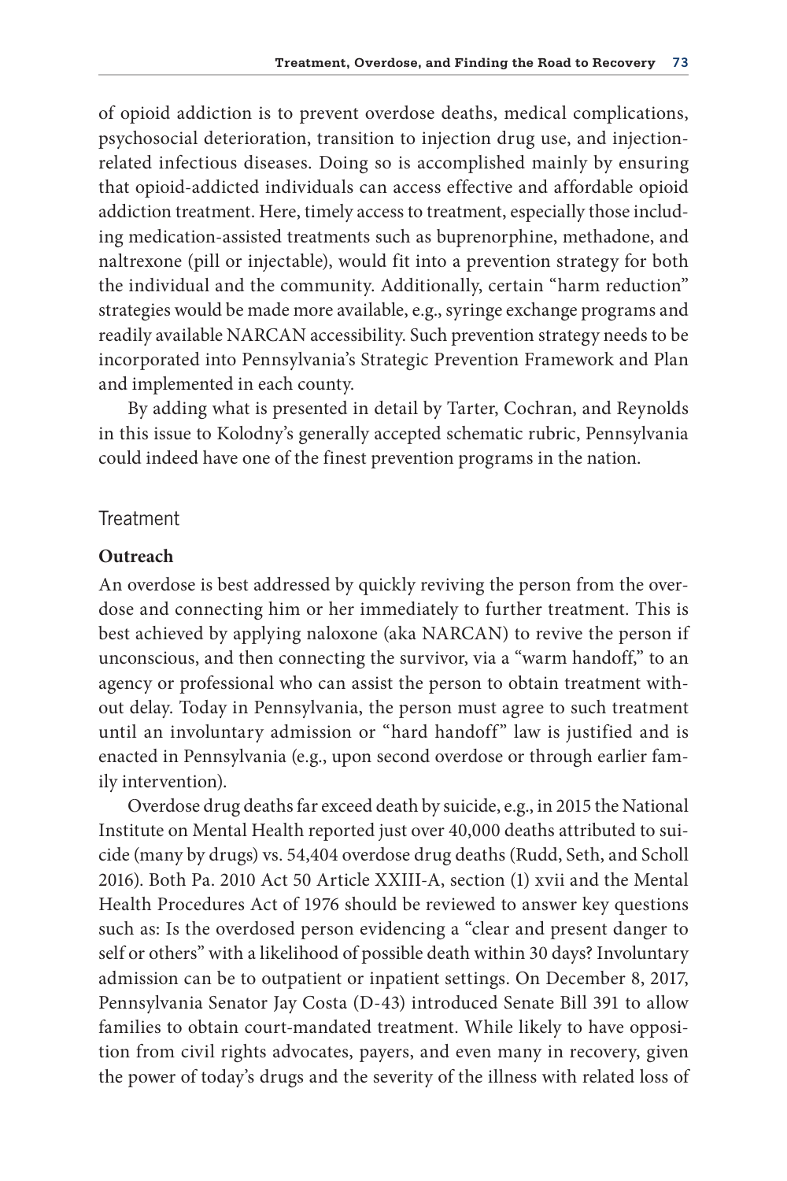of opioid addiction is to prevent overdose deaths, medical complications, psychosocial deterioration, transition to injection drug use, and injection-related infectious diseases. Doing so is accomplished mainly by ensuring that opioid-addicted individuals can access effective and affordable opioid addiction treatment. Here, timely access to treatment, especially those including medication-assisted treatments such as buprenorphine, methadone, and naltrexone (pill or injectable), would fit into a prevention strategy for both the individual and the community. Additionally, certain "harm reduction" strategies would be made more available, e.g., syringe exchange programs and readily available NARCAN accessibility. Such prevention strategy needs to be incorporated into Pennsylvania's Strategic Prevention Framework and Plan and implemented in each county.

By adding what is presented in detail by Tarter, Cochran, and Reynolds in this issue to Kolodny's generally accepted schematic rubric, Pennsylvania could indeed have one of the finest prevention programs in the nation.

## Treatment

### Outreach

An overdose is best addressed by quickly reviving the person from the overdose and connecting him or her immediately to further treatment. This is best achieved by applying naloxone (aka NARCAN) to revive the person if unconscious, and then connecting the survivor, via a "warm handoff," to an agency or professional who can assist the person to obtain treatment without delay. Today in Pennsylvania, the person must agree to such treatment until an involuntary admission or "hard handoff" law is justified and is enacted in Pennsylvania (e.g., upon second overdose or through earlier family intervention).

Overdose drug deaths far exceed death by suicide, e.g., in 2015 the National Institute on Mental Health reported just over 40,000 deaths attributed to suicide (many by drugs) vs. 54,404 overdose drug deaths (Rudd, Seth, and Scholl 2016). Both Pa. 2010 Act 50 Article XXIII-A, section (1) xvii and the Mental Health Procedures Act of 1976 should be reviewed to answer key questions such as: Is the overdosed person evidencing a "clear and present danger to self or others" with a likelihood of possible death within 30 days? Involuntary admission can be to outpatient or inpatient settings. On December 8, 2017, Pennsylvania Senator Jay Costa (D-43) introduced Senate Bill 391 to allow families to obtain court-mandated treatment. While likely to have opposition from civil rights advocates, payers, and even many in recovery, given the power of today's drugs and the severity of the illness with related loss of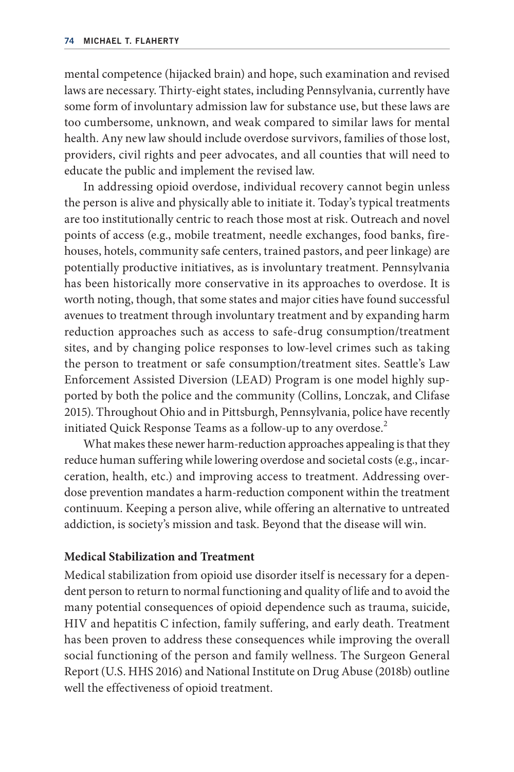mental competence (hijacked brain) and hope, such examination and revised laws are necessary. Thirty-eight states, including Pennsylvania, currently have some form of involuntary admission law for substance use, but these laws are too cumbersome, unknown, and weak compared to similar laws for mental health. Any new law should include overdose survivors, families of those lost, providers, civil rights and peer advocates, and all counties that will need to educate the public and implement the revised law.

In addressing opioid overdose, individual recovery cannot begin unless the person is alive and physically able to initiate it. Today's typical treatments are too institutionally centric to reach those most at risk. Outreach and novel points of access (e.g., mobile treatment, needle exchanges, food banks, firehouses, hotels, community safe centers, trained pastors, and peer linkage) are potentially productive initiatives, as is involuntary treatment. Pennsylvania has been historically more conservative in its approaches to overdose. It is worth noting, though, that some states and major cities have found successful avenues to treatment through involuntary treatment and by expanding harm reduction approaches such as access to safe-drug consumption/treatment sites, and by changing police responses to low-level crimes such as taking the person to treatment or safe consumption/treatment sites. Seattle's Law Enforcement Assisted Diversion (LEAD) Program is one model highly supported by both the police and the community (Collins, Lonczak, and Clifase 2015). Throughout Ohio and in Pittsburgh, Pennsylvania, police have recently initiated Quick Response Teams as a follow-up to any overdose.[2]

What makes these newer harm-reduction approaches appealing is that they reduce human suffering while lowering overdose and societal costs (e.g., incarceration, health, etc.) and improving access to treatment. Addressing overdose prevention mandates a harm-reduction component within the treatment continuum. Keeping a person alive, while offering an alternative to untreated addiction, is society's mission and task. Beyond that the disease will win.

### Medical Stabilization and Treatment

Medical stabilization from opioid use disorder itself is necessary for a dependent person to return to normal functioning and quality of life and to avoid the many potential consequences of opioid dependence such as trauma, suicide, HIV and hepatitis C infection, family suffering, and early death. Treatment has been proven to address these consequences while improving the overall social functioning of the person and family wellness. The Surgeon General Report (U.S. HHS 2016) and National Institute on Drug Abuse (2018b) outline well the effectiveness of opioid treatment.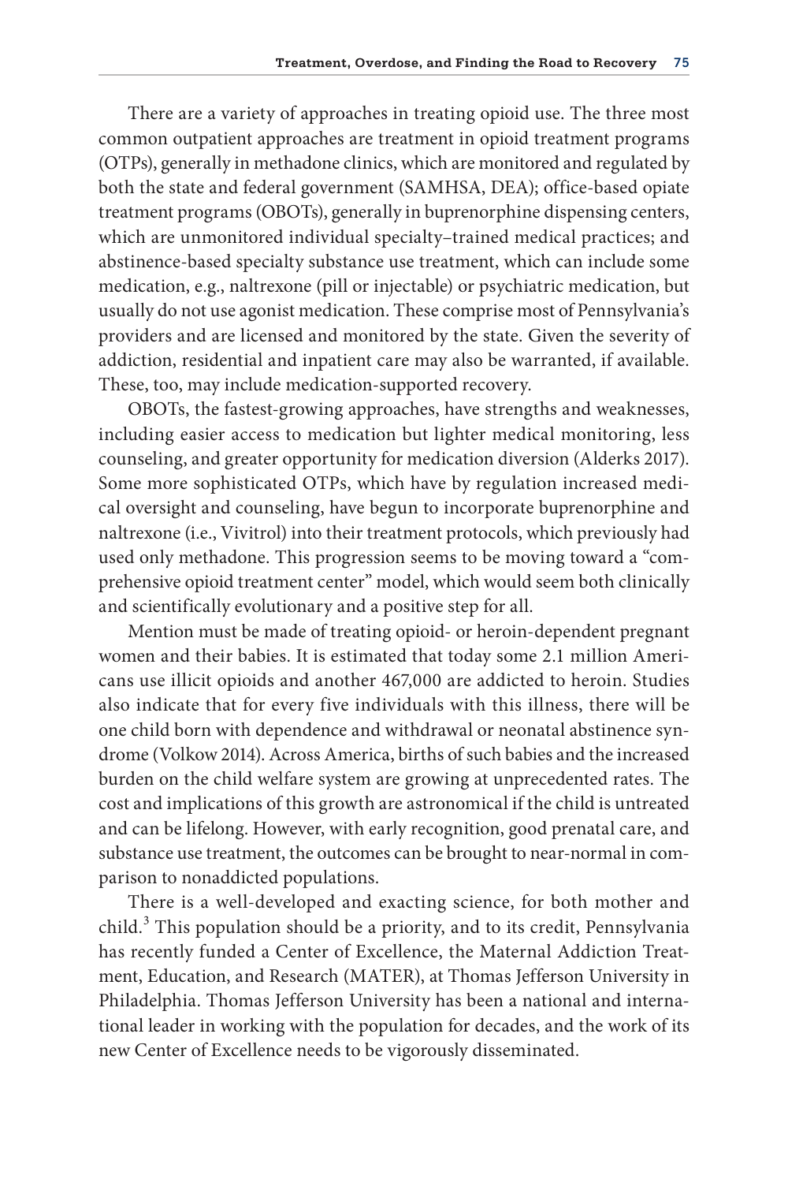There are a variety of approaches in treating opioid use. The three most common outpatient approaches are treatment in opioid treatment programs (OTPs), generally in methadone clinics, which are monitored and regulated by both the state and federal government (SAMHSA, DEA); office-based opiate treatment programs (OBOTs), generally in buprenorphine dispensing centers, which are unmonitored individual specialty–trained medical practices; and abstinence-based specialty substance use treatment, which can include some medication, e.g., naltrexone (pill or injectable) or psychiatric medication, but usually do not use agonist medication. These comprise most of Pennsylvania's providers and are licensed and monitored by the state. Given the severity of addiction, residential and inpatient care may also be warranted, if available. These, too, may include medication-supported recovery.

OBOTs, the fastest-growing approaches, have strengths and weaknesses, including easier access to medication but lighter medical monitoring, less counseling, and greater opportunity for medication diversion (Alderks 2017). Some more sophisticated OTPs, which have by regulation increased medical oversight and counseling, have begun to incorporate buprenorphine and naltrexone (i.e., Vivitrol) into their treatment protocols, which previously had used only methadone. This progression seems to be moving toward a "comprehensive opioid treatment center" model, which would seem both clinically and scientifically evolutionary and a positive step for all.

Mention must be made of treating opioid- or heroin-dependent pregnant women and their babies. It is estimated that today some 2.1 million Americans use illicit opioids and another 467,000 are addicted to heroin. Studies also indicate that for every five individuals with this illness, there will be one child born with dependence and withdrawal or neonatal abstinence syndrome (Volkow 2014). Across America, births of such babies and the increased burden on the child welfare system are growing at unprecedented rates. The cost and implications of this growth are astronomical if the child is untreated and can be lifelong. However, with early recognition, good prenatal care, and substance use treatment, the outcomes can be brought to near-normal in comparison to nonaddicted populations.

There is a well-developed and exacting science, for both mother and child.[3] This population should be a priority, and to its credit, Pennsylvania has recently funded a Center of Excellence, the Maternal Addiction Treatment, Education, and Research (MATER), at Thomas Jefferson University in Philadelphia. Thomas Jefferson University has been a national and international leader in working with the population for decades, and the work of its new Center of Excellence needs to be vigorously disseminated.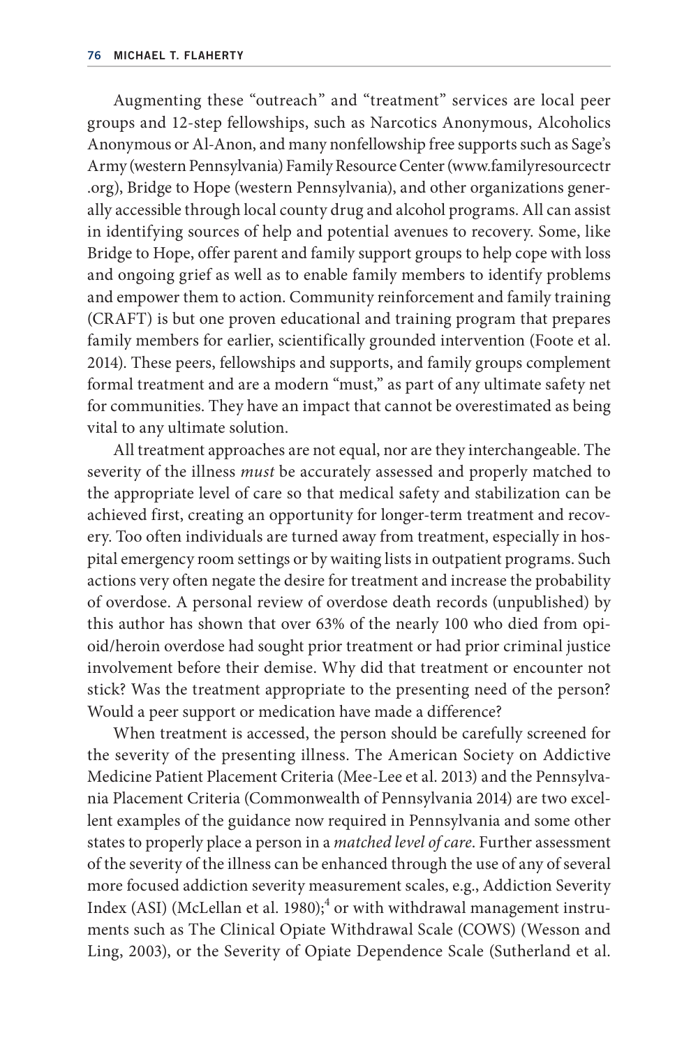Augmenting these "outreach" and "treatment" services are local peer groups and 12-step fellowships, such as Narcotics Anonymous, Alcoholics Anonymous or Al-Anon, and many nonfellowship free supports such as Sage's Army (western Pennsylvania) Family Resource Center (www.familyresourcectr.org), Bridge to Hope (western Pennsylvania), and other organizations generally accessible through local county drug and alcohol programs. All can assist in identifying sources of help and potential avenues to recovery. Some, like Bridge to Hope, offer parent and family support groups to help cope with loss and ongoing grief as well as to enable family members to identify problems and empower them to action. Community reinforcement and family training (CRAFT) is but one proven educational and training program that prepares family members for earlier, scientifically grounded intervention (Foote et al. 2014). These peers, fellowships and supports, and family groups complement formal treatment and are a modern "must," as part of any ultimate safety net for communities. They have an impact that cannot be overestimated as being vital to any ultimate solution.

All treatment approaches are not equal, nor are they interchangeable. The severity of the illness *must* be accurately assessed and properly matched to the appropriate level of care so that medical safety and stabilization can be achieved first, creating an opportunity for longer-term treatment and recovery. Too often individuals are turned away from treatment, especially in hospital emergency room settings or by waiting lists in outpatient programs. Such actions very often negate the desire for treatment and increase the probability of overdose. A personal review of overdose death records (unpublished) by this author has shown that over 63% of the nearly 100 who died from opioid/heroin overdose had sought prior treatment or had prior criminal justice involvement before their demise. Why did that treatment or encounter not stick? Was the treatment appropriate to the presenting need of the person? Would a peer support or medication have made a difference?

When treatment is accessed, the person should be carefully screened for the severity of the presenting illness. The American Society on Addictive Medicine Patient Placement Criteria (Mee-Lee et al. 2013) and the Pennsylvania Placement Criteria (Commonwealth of Pennsylvania 2014) are two excellent examples of the guidance now required in Pennsylvania and some other states to properly place a person in a *matched level of care*. Further assessment of the severity of the illness can be enhanced through the use of any of several more focused addiction severity measurement scales, e.g., Addiction Severity Index (ASI) (McLellan et al. 1980);[4] or with withdrawal management instruments such as The Clinical Opiate Withdrawal Scale (COWS) (Wesson and Ling, 2003), or the Severity of Opiate Dependence Scale (Sutherland et al.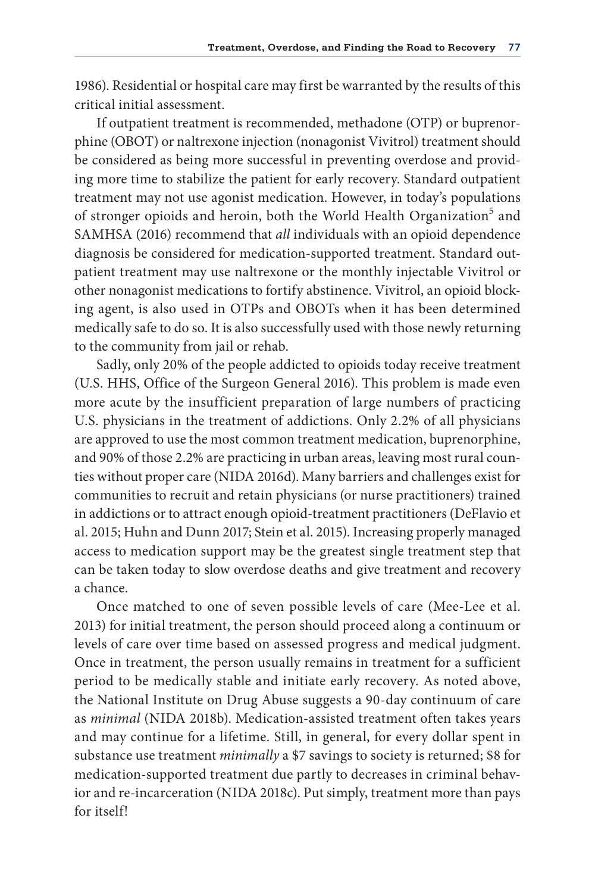1986). Residential or hospital care may first be warranted by the results of this critical initial assessment.

If outpatient treatment is recommended, methadone (OTP) or buprenorphine (OBOT) or naltrexone injection (nonagonist Vivitrol) treatment should be considered as being more successful in preventing overdose and providing more time to stabilize the patient for early recovery. Standard outpatient treatment may not use agonist medication. However, in today's populations of stronger opioids and heroin, both the World Health Organization[5] and SAMHSA (2016) recommend that *all* individuals with an opioid dependence diagnosis be considered for medication-supported treatment. Standard outpatient treatment may use naltrexone or the monthly injectable Vivitrol or other nonagonist medications to fortify abstinence. Vivitrol, an opioid blocking agent, is also used in OTPs and OBOTs when it has been determined medically safe to do so. It is also successfully used with those newly returning to the community from jail or rehab.

Sadly, only 20% of the people addicted to opioids today receive treatment (U.S. HHS, Office of the Surgeon General 2016). This problem is made even more acute by the insufficient preparation of large numbers of practicing U.S. physicians in the treatment of addictions. Only 2.2% of all physicians are approved to use the most common treatment medication, buprenorphine, and 90% of those 2.2% are practicing in urban areas, leaving most rural counties without proper care (NIDA 2016d). Many barriers and challenges exist for communities to recruit and retain physicians (or nurse practitioners) trained in addictions or to attract enough opioid-treatment practitioners (DeFlavio et al. 2015; Huhn and Dunn 2017; Stein et al. 2015). Increasing properly managed access to medication support may be the greatest single treatment step that can be taken today to slow overdose deaths and give treatment and recovery a chance.

Once matched to one of seven possible levels of care (Mee-Lee et al. 2013) for initial treatment, the person should proceed along a continuum or levels of care over time based on assessed progress and medical judgment. Once in treatment, the person usually remains in treatment for a sufficient period to be medically stable and initiate early recovery. As noted above, the National Institute on Drug Abuse suggests a 90-day continuum of care as *minimal* (NIDA 2018b). Medication-assisted treatment often takes years and may continue for a lifetime. Still, in general, for every dollar spent in substance use treatment *minimally* a $7 savings to society is returned; $8 for medication-supported treatment due partly to decreases in criminal behavior and re-incarceration (NIDA 2018c). Put simply, treatment more than pays for itself!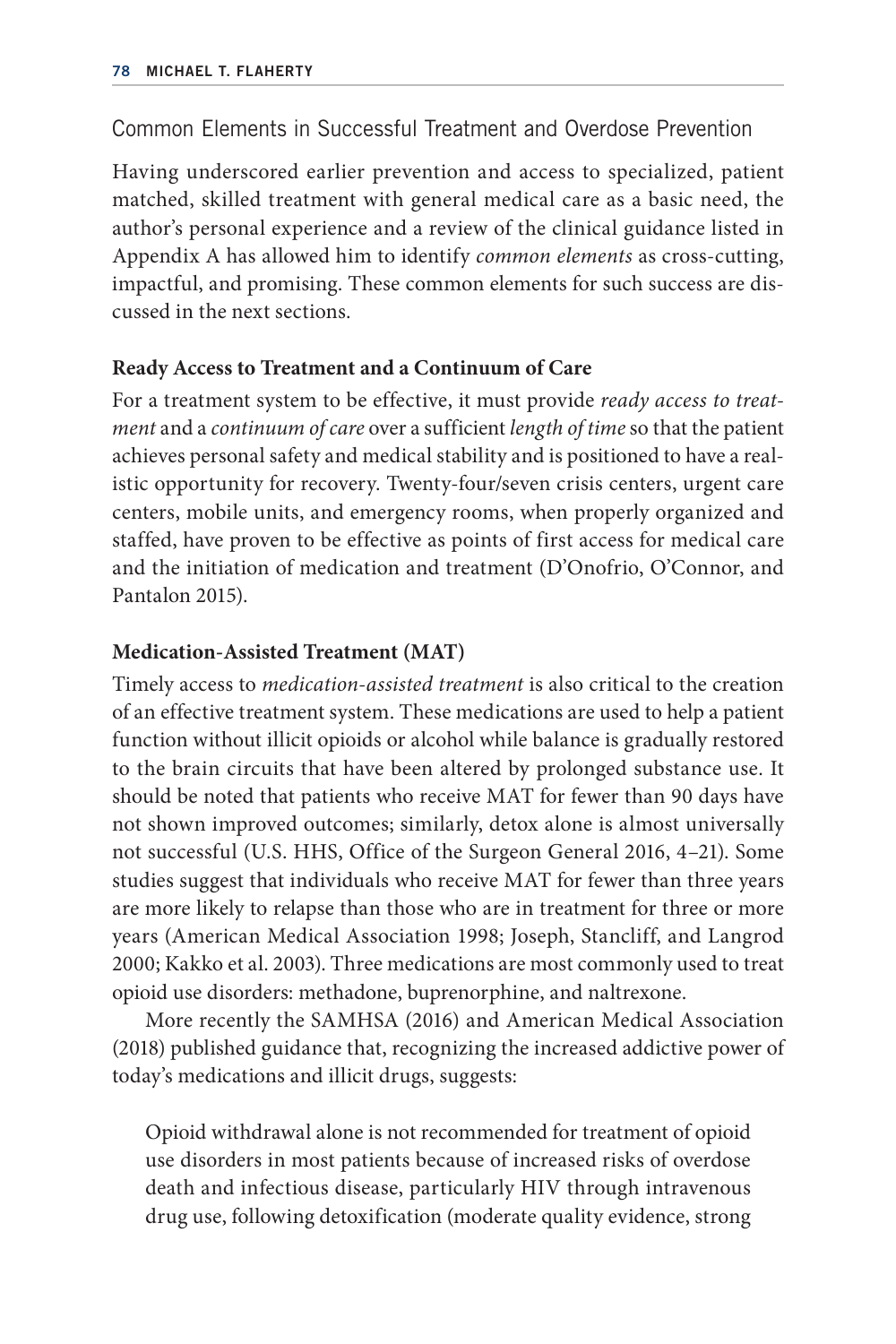## Common Elements in Successful Treatment and Overdose Prevention

Having underscored earlier prevention and access to specialized, patient matched, skilled treatment with general medical care as a basic need, the author's personal experience and a review of the clinical guidance listed in Appendix A has allowed him to identify *common elements* as cross-cutting, impactful, and promising. These common elements for such success are discussed in the next sections.

### Ready Access to Treatment and a Continuum of Care

For a treatment system to be effective, it must provide *ready access to treatment* and a *continuum of care* over a sufficient *length of time* so that the patient achieves personal safety and medical stability and is positioned to have a realistic opportunity for recovery. Twenty-four/seven crisis centers, urgent care centers, mobile units, and emergency rooms, when properly organized and staffed, have proven to be effective as points of first access for medical care and the initiation of medication and treatment (D'Onofrio, O'Connor, and Pantalon 2015).

### Medication-Assisted Treatment (MAT)

Timely access to *medication-assisted treatment* is also critical to the creation of an effective treatment system. These medications are used to help a patient function without illicit opioids or alcohol while balance is gradually restored to the brain circuits that have been altered by prolonged substance use. It should be noted that patients who receive MAT for fewer than 90 days have not shown improved outcomes; similarly, detox alone is almost universally not successful (U.S. HHS, Office of the Surgeon General 2016, 4–21). Some studies suggest that individuals who receive MAT for fewer than three years are more likely to relapse than those who are in treatment for three or more years (American Medical Association 1998; Joseph, Stancliff, and Langrod 2000; Kakko et al. 2003). Three medications are most commonly used to treat opioid use disorders: methadone, buprenorphine, and naltrexone.

More recently the SAMHSA (2016) and American Medical Association (2018) published guidance that, recognizing the increased addictive power of today's medications and illicit drugs, suggests:

> Opioid withdrawal alone is not recommended for treatment of opioid use disorders in most patients because of increased risks of overdose death and infectious disease, particularly HIV through intravenous drug use, following detoxification (moderate quality evidence, strong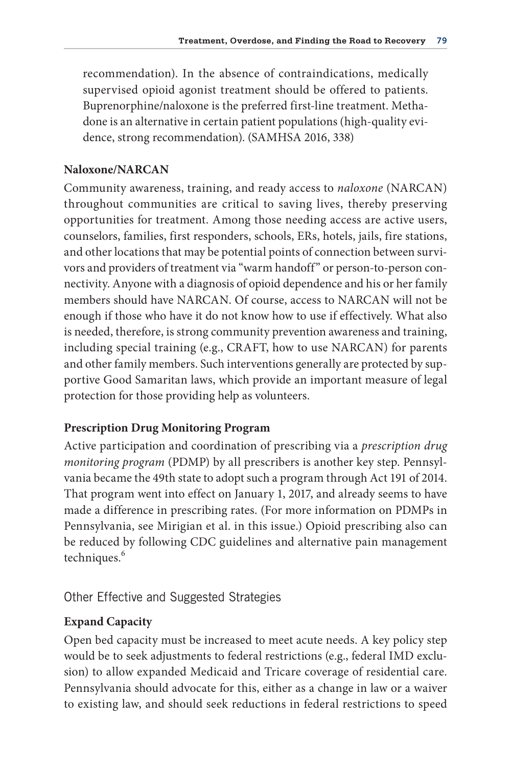recommendation). In the absence of contraindications, medically supervised opioid agonist treatment should be offered to patients. Buprenorphine/naloxone is the preferred first-line treatment. Methadone is an alternative in certain patient populations (high-quality evidence, strong recommendation). (SAMHSA 2016, 338)

### Naloxone/NARCAN

Community awareness, training, and ready access to *naloxone* (NARCAN) throughout communities are critical to saving lives, thereby preserving opportunities for treatment. Among those needing access are active users, counselors, families, first responders, schools, ERs, hotels, jails, fire stations, and other locations that may be potential points of connection between survivors and providers of treatment via "warm handoff" or person-to-person connectivity. Anyone with a diagnosis of opioid dependence and his or her family members should have NARCAN. Of course, access to NARCAN will not be enough if those who have it do not know how to use if effectively. What also is needed, therefore, is strong community prevention awareness and training, including special training (e.g., CRAFT, how to use NARCAN) for parents and other family members. Such interventions generally are protected by supportive Good Samaritan laws, which provide an important measure of legal protection for those providing help as volunteers.

### Prescription Drug Monitoring Program

Active participation and coordination of prescribing via a *prescription drug monitoring program* (PDMP) by all prescribers is another key step. Pennsylvania became the 49th state to adopt such a program through Act 191 of 2014. That program went into effect on January 1, 2017, and already seems to have made a difference in prescribing rates. (For more information on PDMPs in Pennsylvania, see Mirigian et al. in this issue.) Opioid prescribing also can be reduced by following CDC guidelines and alternative pain management techniques.[6]

## Other Effective and Suggested Strategies

### Expand Capacity

Open bed capacity must be increased to meet acute needs. A key policy step would be to seek adjustments to federal restrictions (e.g., federal IMD exclusion) to allow expanded Medicaid and Tricare coverage of residential care. Pennsylvania should advocate for this, either as a change in law or a waiver to existing law, and should seek reductions in federal restrictions to speed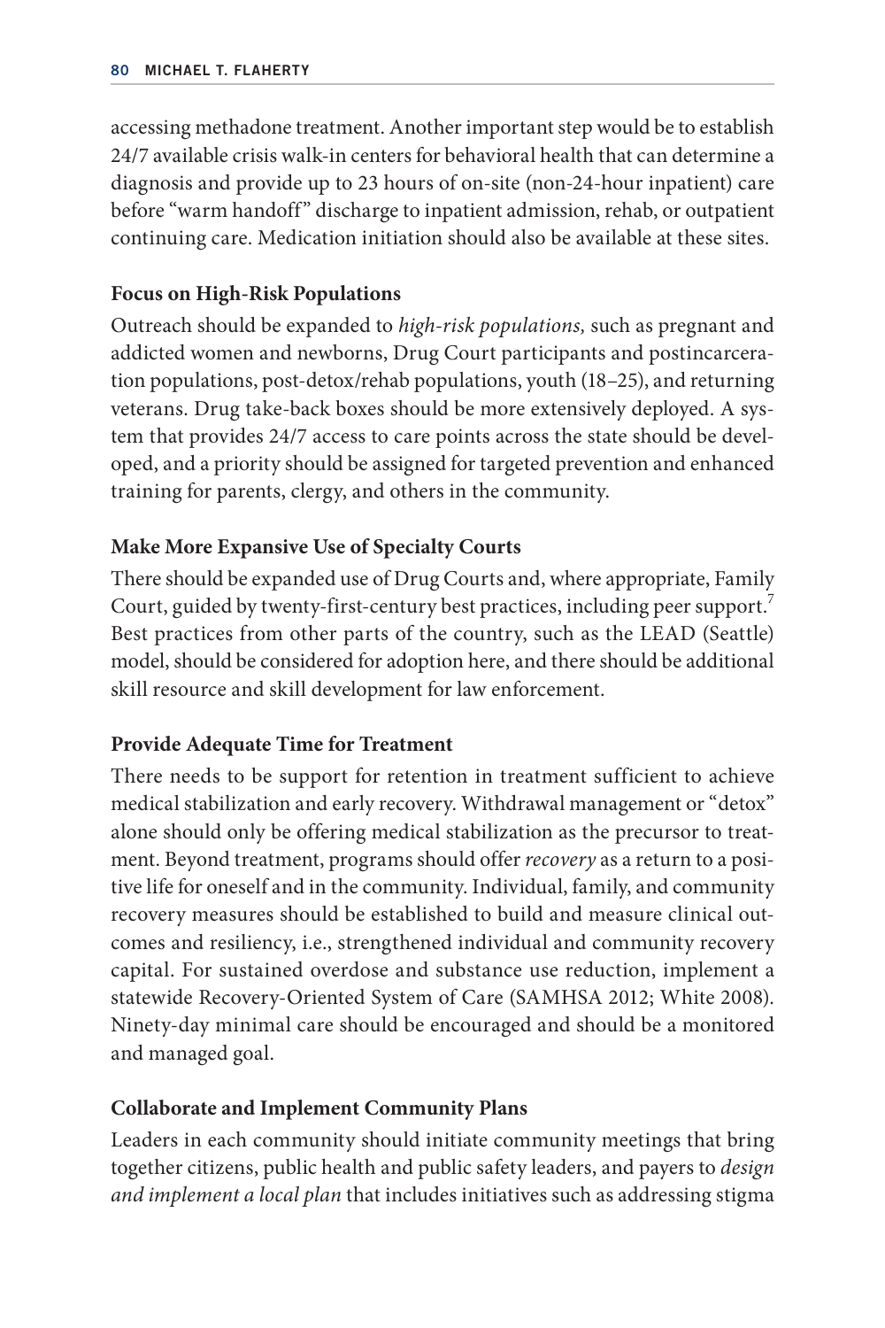accessing methadone treatment. Another important step would be to establish 24/7 available crisis walk-in centers for behavioral health that can determine a diagnosis and provide up to 23 hours of on-site (non-24-hour inpatient) care before "warm handoff" discharge to inpatient admission, rehab, or outpatient continuing care. Medication initiation should also be available at these sites.

**Focus on High-Risk Populations**

Outreach should be expanded to *high-risk populations,* such as pregnant and addicted women and newborns, Drug Court participants and postincarceration populations, post-detox/rehab populations, youth (18–25), and returning veterans. Drug take-back boxes should be more extensively deployed. A system that provides 24/7 access to care points across the state should be developed, and a priority should be assigned for targeted prevention and enhanced training for parents, clergy, and others in the community.

**Make More Expansive Use of Specialty Courts**

There should be expanded use of Drug Courts and, where appropriate, Family Court, guided by twenty-first-century best practices, including peer support.[7] Best practices from other parts of the country, such as the LEAD (Seattle) model, should be considered for adoption here, and there should be additional skill resource and skill development for law enforcement.

**Provide Adequate Time for Treatment**

There needs to be support for retention in treatment sufficient to achieve medical stabilization and early recovery. Withdrawal management or "detox" alone should only be offering medical stabilization as the precursor to treatment. Beyond treatment, programs should offer *recovery* as a return to a positive life for oneself and in the community. Individual, family, and community recovery measures should be established to build and measure clinical outcomes and resiliency, i.e., strengthened individual and community recovery capital. For sustained overdose and substance use reduction, implement a statewide Recovery-Oriented System of Care (SAMHSA 2012; White 2008). Ninety-day minimal care should be encouraged and should be a monitored and managed goal.

**Collaborate and Implement Community Plans**

Leaders in each community should initiate community meetings that bring together citizens, public health and public safety leaders, and payers to *design and implement a local plan* that includes initiatives such as addressing stigma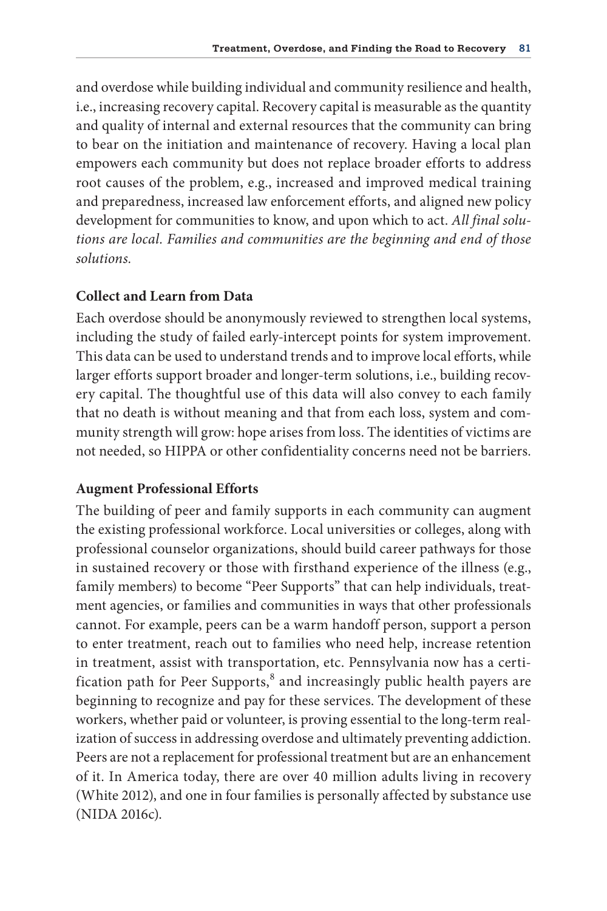and overdose while building individual and community resilience and health, i.e., increasing recovery capital. Recovery capital is measurable as the quantity and quality of internal and external resources that the community can bring to bear on the initiation and maintenance of recovery. Having a local plan empowers each community but does not replace broader efforts to address root causes of the problem, e.g., increased and improved medical training and preparedness, increased law enforcement efforts, and aligned new policy development for communities to know, and upon which to act. *All final solutions are local. Families and communities are the beginning and end of those solutions.*

### Collect and Learn from Data

Each overdose should be anonymously reviewed to strengthen local systems, including the study of failed early-intercept points for system improvement. This data can be used to understand trends and to improve local efforts, while larger efforts support broader and longer-term solutions, i.e., building recovery capital. The thoughtful use of this data will also convey to each family that no death is without meaning and that from each loss, system and community strength will grow: hope arises from loss. The identities of victims are not needed, so HIPPA or other confidentiality concerns need not be barriers.

### Augment Professional Efforts

The building of peer and family supports in each community can augment the existing professional workforce. Local universities or colleges, along with professional counselor organizations, should build career pathways for those in sustained recovery or those with firsthand experience of the illness (e.g., family members) to become "Peer Supports" that can help individuals, treatment agencies, or families and communities in ways that other professionals cannot. For example, peers can be a warm handoff person, support a person to enter treatment, reach out to families who need help, increase retention in treatment, assist with transportation, etc. Pennsylvania now has a certification path for Peer Supports,[8] and increasingly public health payers are beginning to recognize and pay for these services. The development of these workers, whether paid or volunteer, is proving essential to the long-term realization of success in addressing overdose and ultimately preventing addiction. Peers are not a replacement for professional treatment but are an enhancement of it. In America today, there are over 40 million adults living in recovery (White 2012), and one in four families is personally affected by substance use (NIDA 2016c).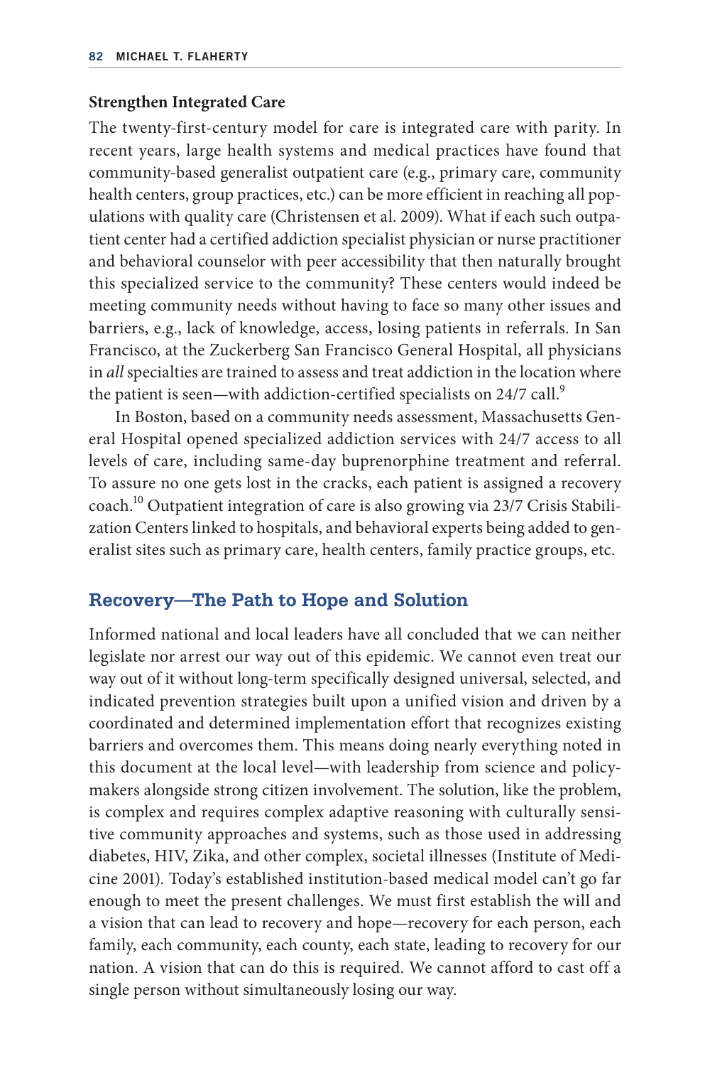### Strengthen Integrated Care

The twenty-first-century model for care is integrated care with parity. In recent years, large health systems and medical practices have found that community-based generalist outpatient care (e.g., primary care, community health centers, group practices, etc.) can be more efficient in reaching all populations with quality care (Christensen et al. 2009). What if each such outpatient center had a certified addiction specialist physician or nurse practitioner and behavioral counselor with peer accessibility that then naturally brought this specialized service to the community? These centers would indeed be meeting community needs without having to face so many other issues and barriers, e.g., lack of knowledge, access, losing patients in referrals. In San Francisco, at the Zuckerberg San Francisco General Hospital, all physicians in *all* specialties are trained to assess and treat addiction in the location where the patient is seen—with addiction-certified specialists on 24/7 call.[9]

In Boston, based on a community needs assessment, Massachusetts General Hospital opened specialized addiction services with 24/7 access to all levels of care, including same-day buprenorphine treatment and referral. To assure no one gets lost in the cracks, each patient is assigned a recovery coach.[10] Outpatient integration of care is also growing via 23/7 Crisis Stabilization Centers linked to hospitals, and behavioral experts being added to generalist sites such as primary care, health centers, family practice groups, etc.

## Recovery—The Path to Hope and Solution

Informed national and local leaders have all concluded that we can neither legislate nor arrest our way out of this epidemic. We cannot even treat our way out of it without long-term specifically designed universal, selected, and indicated prevention strategies built upon a unified vision and driven by a coordinated and determined implementation effort that recognizes existing barriers and overcomes them. This means doing nearly everything noted in this document at the local level—with leadership from science and policymakers alongside strong citizen involvement. The solution, like the problem, is complex and requires complex adaptive reasoning with culturally sensitive community approaches and systems, such as those used in addressing diabetes, HIV, Zika, and other complex, societal illnesses (Institute of Medicine 2001). Today's established institution-based medical model can't go far enough to meet the present challenges. We must first establish the will and a vision that can lead to recovery and hope—recovery for each person, each family, each community, each county, each state, leading to recovery for our nation. A vision that can do this is required. We cannot afford to cast off a single person without simultaneously losing our way.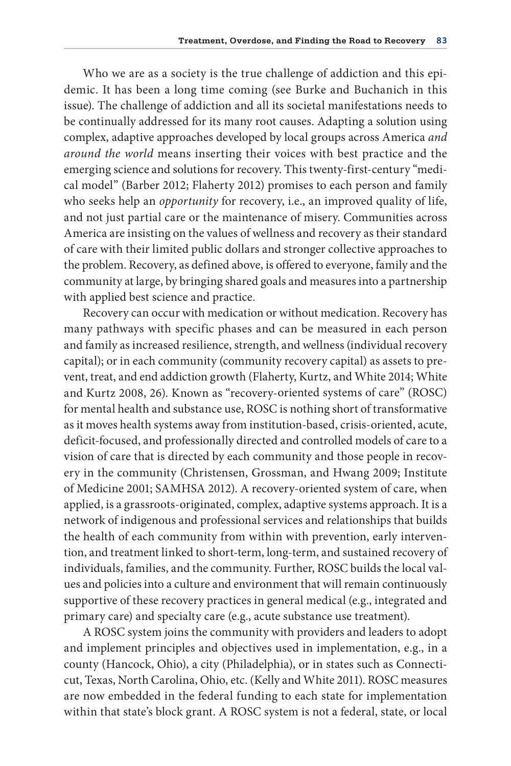Who we are as a society is the true challenge of addiction and this epidemic. It has been a long time coming (see Burke and Buchanich in this issue). The challenge of addiction and all its societal manifestations needs to be continually addressed for its many root causes. Adapting a solution using complex, adaptive approaches developed by local groups across America *and around the world* means inserting their voices with best practice and the emerging science and solutions for recovery. This twenty-first-century "medical model" (Barber 2012; Flaherty 2012) promises to each person and family who seeks help an *opportunity* for recovery, i.e., an improved quality of life, and not just partial care or the maintenance of misery. Communities across America are insisting on the values of wellness and recovery as their standard of care with their limited public dollars and stronger collective approaches to the problem. Recovery, as defined above, is offered to everyone, family and the community at large, by bringing shared goals and measures into a partnership with applied best science and practice.

Recovery can occur with medication or without medication. Recovery has many pathways with specific phases and can be measured in each person and family as increased resilience, strength, and wellness (individual recovery capital); or in each community (community recovery capital) as assets to prevent, treat, and end addiction growth (Flaherty, Kurtz, and White 2014; White and Kurtz 2008, 26). Known as "recovery-oriented systems of care" (ROSC) for mental health and substance use, ROSC is nothing short of transformative as it moves health systems away from institution-based, crisis-oriented, acute, deficit-focused, and professionally directed and controlled models of care to a vision of care that is directed by each community and those people in recovery in the community (Christensen, Grossman, and Hwang 2009; Institute of Medicine 2001; SAMHSA 2012). A recovery-oriented system of care, when applied, is a grassroots-originated, complex, adaptive systems approach. It is a network of indigenous and professional services and relationships that builds the health of each community from within with prevention, early intervention, and treatment linked to short-term, long-term, and sustained recovery of individuals, families, and the community. Further, ROSC builds the local values and policies into a culture and environment that will remain continuously supportive of these recovery practices in general medical (e.g., integrated and primary care) and specialty care (e.g., acute substance use treatment).

A ROSC system joins the community with providers and leaders to adopt and implement principles and objectives used in implementation, e.g., in a county (Hancock, Ohio), a city (Philadelphia), or in states such as Connecticut, Texas, North Carolina, Ohio, etc. (Kelly and White 2011). ROSC measures are now embedded in the federal funding to each state for implementation within that state's block grant. A ROSC system is not a federal, state, or local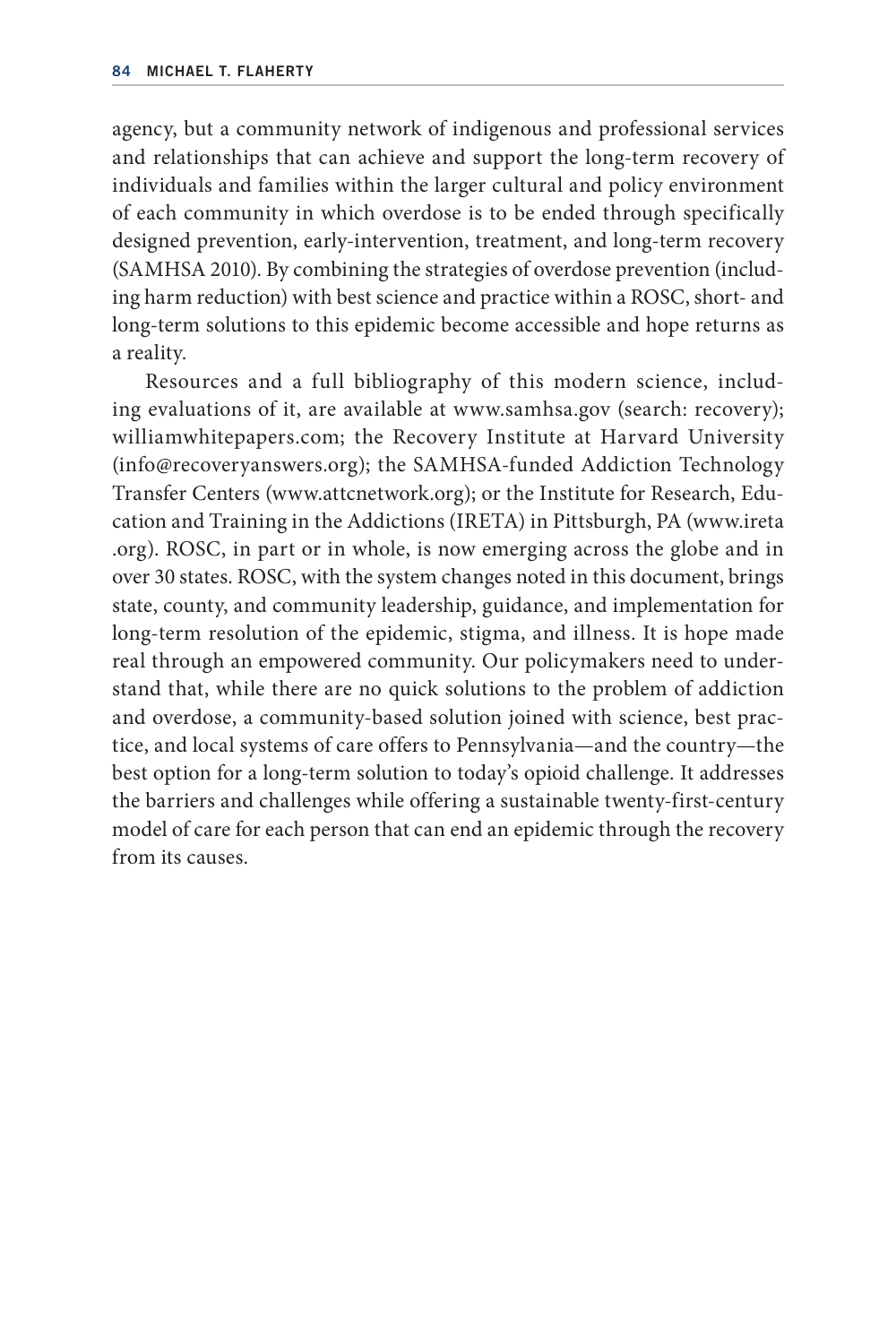agency, but a community network of indigenous and professional services and relationships that can achieve and support the long-term recovery of individuals and families within the larger cultural and policy environment of each community in which overdose is to be ended through specifically designed prevention, early-intervention, treatment, and long-term recovery (SAMHSA 2010). By combining the strategies of overdose prevention (including harm reduction) with best science and practice within a ROSC, short- and long-term solutions to this epidemic become accessible and hope returns as a reality.

Resources and a full bibliography of this modern science, including evaluations of it, are available at www.samhsa.gov (search: recovery); williamwhitepapers.com; the Recovery Institute at Harvard University (info@recoveryanswers.org); the SAMHSA-funded Addiction Technology Transfer Centers (www.attcnetwork.org); or the Institute for Research, Education and Training in the Addictions (IRETA) in Pittsburgh, PA (www.ireta.org). ROSC, in part or in whole, is now emerging across the globe and in over 30 states. ROSC, with the system changes noted in this document, brings state, county, and community leadership, guidance, and implementation for long-term resolution of the epidemic, stigma, and illness. It is hope made real through an empowered community. Our policymakers need to understand that, while there are no quick solutions to the problem of addiction and overdose, a community-based solution joined with science, best practice, and local systems of care offers to Pennsylvania—and the country—the best option for a long-term solution to today's opioid challenge. It addresses the barriers and challenges while offering a sustainable twenty-first-century model of care for each person that can end an epidemic through the recovery from its causes.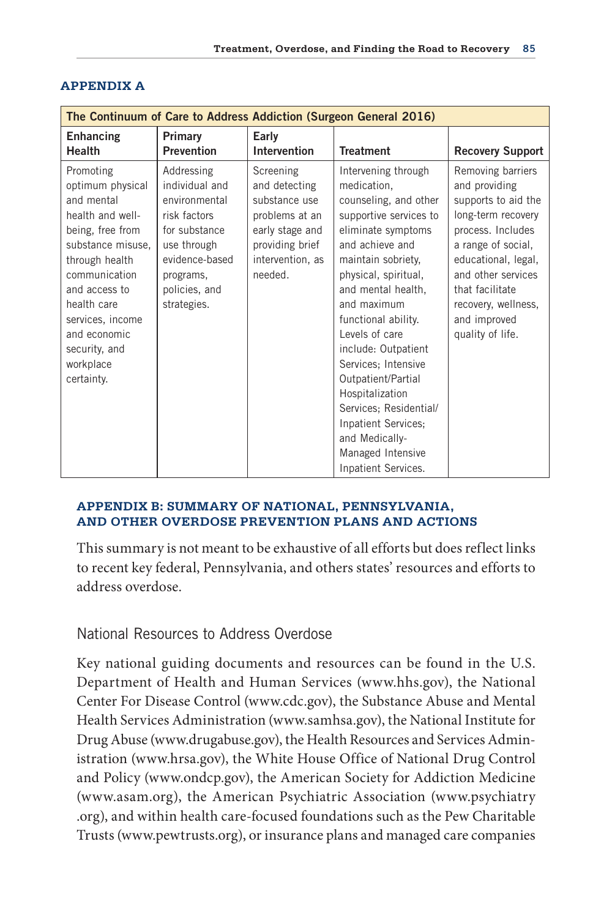## APPENDIX A

| The Continuum of Care to Address Addiction (Surgeon General 2016) | | | | |
|---|---|---|---|---|
| **Enhancing Health** | **Primary Prevention** | **Early Intervention** | **Treatment** | **Recovery Support** |
| Promoting optimum physical and mental health and well-being, free from substance misuse, through health communication and access to health care services, income and economic security, and workplace certainty. | Addressing individual and environmental risk factors for substance use through evidence-based programs, policies, and strategies. | Screening and detecting substance use problems at an early stage and providing brief intervention, as needed. | Intervening through medication, counseling, and other supportive services to eliminate symptoms and achieve and maintain sobriety, physical, spiritual, and mental health, and maximum functional ability. Levels of care include: Outpatient Services; Intensive Outpatient/Partial Hospitalization Services; Residential/ Inpatient Services; and Medically-Managed Intensive Inpatient Services. | Removing barriers and providing supports to aid the long-term recovery process. Includes a range of social, educational, legal, and other services that facilitate recovery, wellness, and improved quality of life. |

## APPENDIX B: SUMMARY OF NATIONAL, PENNSYLVANIA, AND OTHER OVERDOSE PREVENTION PLANS AND ACTIONS

This summary is not meant to be exhaustive of all efforts but does reflect links to recent key federal, Pennsylvania, and others states' resources and efforts to address overdose.

### National Resources to Address Overdose

Key national guiding documents and resources can be found in the U.S. Department of Health and Human Services (www.hhs.gov), the National Center For Disease Control (www.cdc.gov), the Substance Abuse and Mental Health Services Administration (www.samhsa.gov), the National Institute for Drug Abuse (www.drugabuse.gov), the Health Resources and Services Administration (www.hrsa.gov), the White House Office of National Drug Control and Policy (www.ondcp.gov), the American Society for Addiction Medicine (www.asam.org), the American Psychiatric Association (www.psychiatry.org), and within health care-focused foundations such as the Pew Charitable Trusts (www.pewtrusts.org), or insurance plans and managed care companies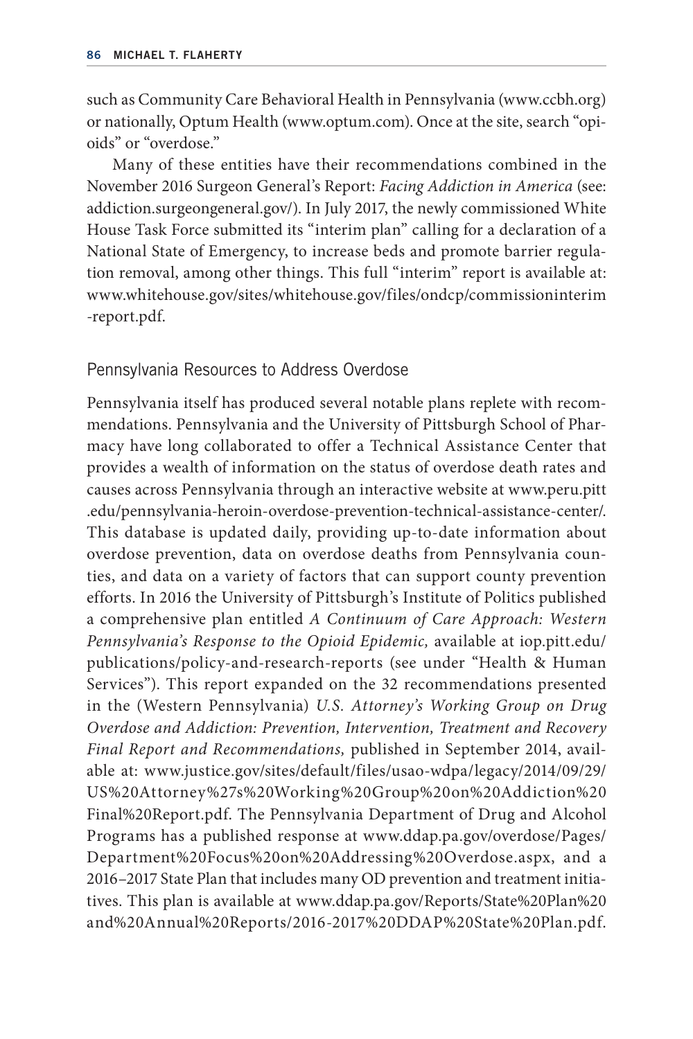such as Community Care Behavioral Health in Pennsylvania (www.ccbh.org) or nationally, Optum Health (www.optum.com). Once at the site, search "opioids" or "overdose."

Many of these entities have their recommendations combined in the November 2016 Surgeon General's Report: *Facing Addiction in America* (see: addiction.surgeongeneral.gov/). In July 2017, the newly commissioned White House Task Force submitted its "interim plan" calling for a declaration of a National State of Emergency, to increase beds and promote barrier regulation removal, among other things. This full "interim" report is available at: www.whitehouse.gov/sites/whitehouse.gov/files/ondcp/commissioninterim-report.pdf.

## Pennsylvania Resources to Address Overdose

Pennsylvania itself has produced several notable plans replete with recommendations. Pennsylvania and the University of Pittsburgh School of Pharmacy have long collaborated to offer a Technical Assistance Center that provides a wealth of information on the status of overdose death rates and causes across Pennsylvania through an interactive website at www.peru.pitt.edu/pennsylvania-heroin-overdose-prevention-technical-assistance-center/. This database is updated daily, providing up-to-date information about overdose prevention, data on overdose deaths from Pennsylvania counties, and data on a variety of factors that can support county prevention efforts. In 2016 the University of Pittsburgh's Institute of Politics published a comprehensive plan entitled *A Continuum of Care Approach: Western Pennsylvania's Response to the Opioid Epidemic,* available at iop.pitt.edu/publications/policy-and-research-reports (see under "Health & Human Services"). This report expanded on the 32 recommendations presented in the (Western Pennsylvania) *U.S. Attorney's Working Group on Drug Overdose and Addiction: Prevention, Intervention, Treatment and Recovery Final Report and Recommendations,* published in September 2014, available at: www.justice.gov/sites/default/files/usao-wdpa/legacy/2014/09/29/US%20Attorney%27s%20Working%20Group%20on%20Addiction%20Final%20Report.pdf. The Pennsylvania Department of Drug and Alcohol Programs has a published response at www.ddap.pa.gov/overdose/Pages/Department%20Focus%20on%20Addressing%20Overdose.aspx, and a 2016–2017 State Plan that includes many OD prevention and treatment initiatives. This plan is available at www.ddap.pa.gov/Reports/State%20Plan%20and%20Annual%20Reports/2016-2017%20DDAP%20State%20Plan.pdf.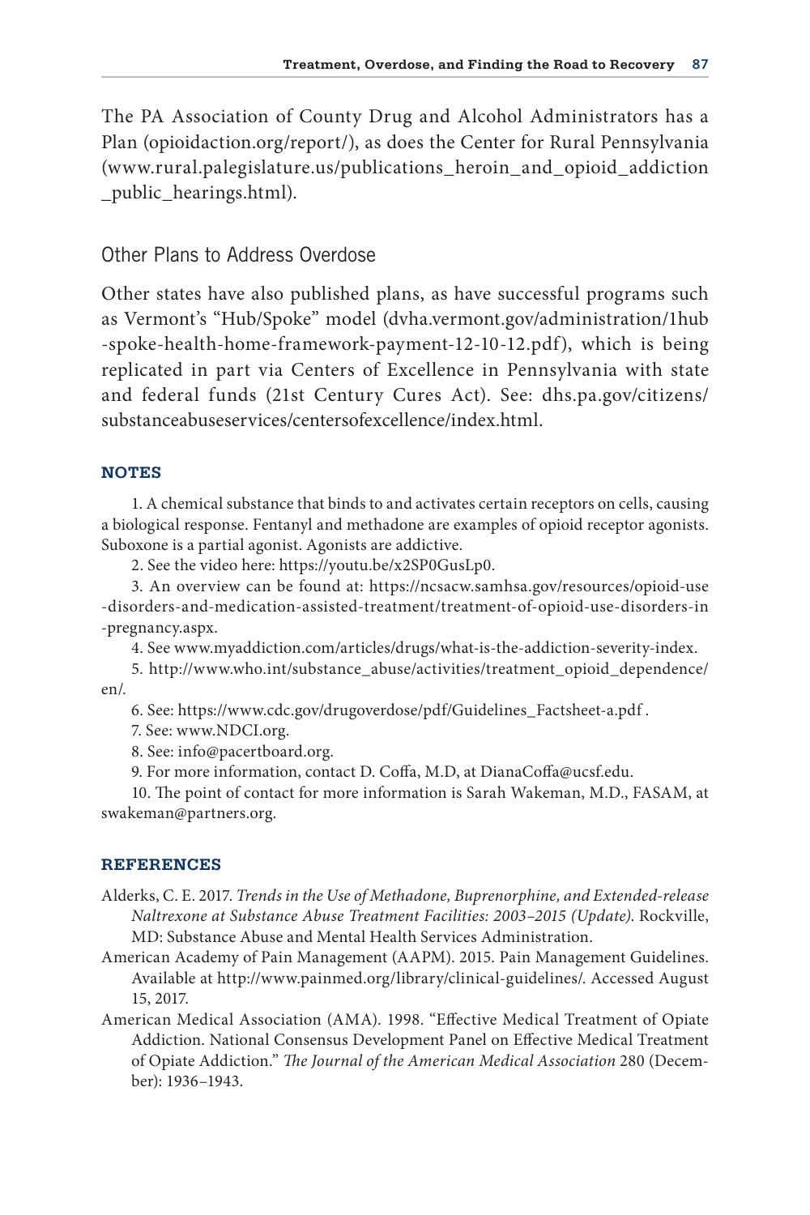The PA Association of County Drug and Alcohol Administrators has a Plan (opioidaction.org/report/), as does the Center for Rural Pennsylvania (www.rural.palegislature.us/publications_heroin_and_opioid_addiction_public_hearings.html).

## Other Plans to Address Overdose

Other states have also published plans, as have successful programs such as Vermont's "Hub/Spoke" model (dvha.vermont.gov/administration/1hub-spoke-health-home-framework-payment-12-10-12.pdf), which is being replicated in part via Centers of Excellence in Pennsylvania with state and federal funds (21st Century Cures Act). See: dhs.pa.gov/citizens/substanceabuseservices/centersofexcellence/index.html.

### NOTES

1. A chemical substance that binds to and activates certain receptors on cells, causing a biological response. Fentanyl and methadone are examples of opioid receptor agonists. Suboxone is a partial agonist. Agonists are addictive.
2. See the video here: https://youtu.be/x2SP0GusLp0.
3. An overview can be found at: https://ncsacw.samhsa.gov/resources/opioid-use-disorders-and-medication-assisted-treatment/treatment-of-opioid-use-disorders-in-pregnancy.aspx.
4. See www.myaddiction.com/articles/drugs/what-is-the-addiction-severity-index.
5. http://www.who.int/substance_abuse/activities/treatment_opioid_dependence/en/.
6. See: https://www.cdc.gov/drugoverdose/pdf/Guidelines_Factsheet-a.pdf .
7. See: www.NDCI.org.
8. See: info@pacertboard.org.
9. For more information, contact D. Coffa, M.D, at DianaCoffa@ucsf.edu.
10. The point of contact for more information is Sarah Wakeman, M.D., FASAM, at swakeman@partners.org.

### REFERENCES

Alderks, C. E. 2017. *Trends in the Use of Methadone, Buprenorphine, and Extended-release Naltrexone at Substance Abuse Treatment Facilities: 2003–2015 (Update)*. Rockville, MD: Substance Abuse and Mental Health Services Administration.

American Academy of Pain Management (AAPM). 2015. Pain Management Guidelines. Available at http://www.painmed.org/library/clinical-guidelines/. Accessed August 15, 2017.

American Medical Association (AMA). 1998. "Effective Medical Treatment of Opiate Addiction. National Consensus Development Panel on Effective Medical Treatment of Opiate Addiction." *The Journal of the American Medical Association* 280 (December): 1936–1943.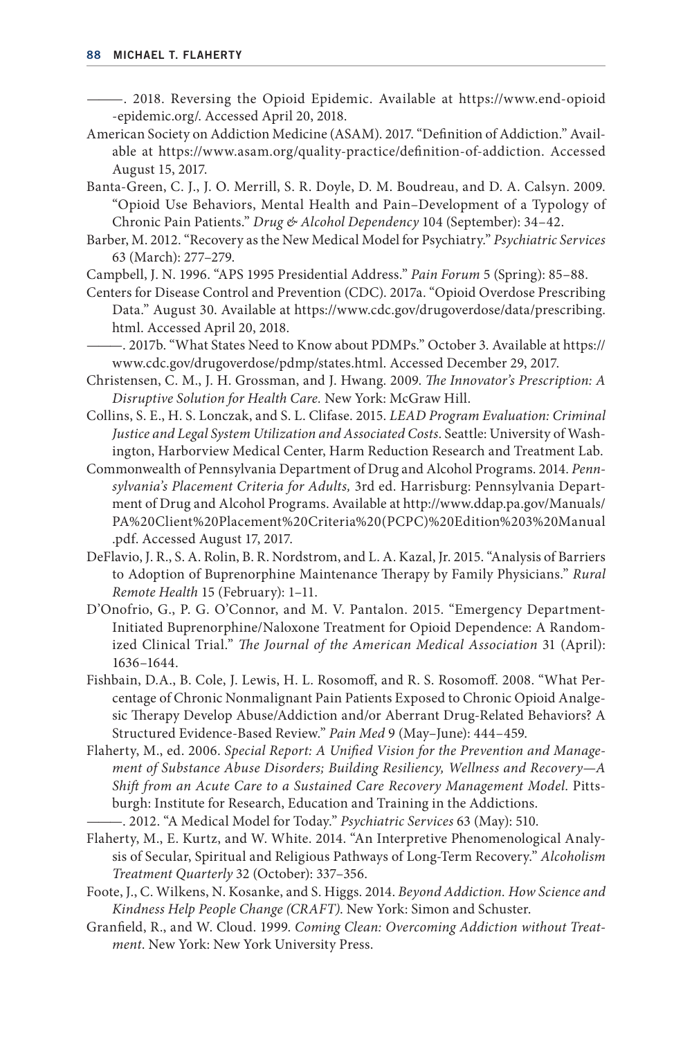———. 2018. Reversing the Opioid Epidemic. Available at https://www.end-opioid-epidemic.org/. Accessed April 20, 2018.

American Society on Addiction Medicine (ASAM). 2017. "Definition of Addiction." Available at https://www.asam.org/quality-practice/definition-of-addiction. Accessed August 15, 2017.

Banta-Green, C. J., J. O. Merrill, S. R. Doyle, D. M. Boudreau, and D. A. Calsyn. 2009. "Opioid Use Behaviors, Mental Health and Pain–Development of a Typology of Chronic Pain Patients." *Drug & Alcohol Dependency* 104 (September): 34–42.

Barber, M. 2012. "Recovery as the New Medical Model for Psychiatry." *Psychiatric Services* 63 (March): 277–279.

Campbell, J. N. 1996. "APS 1995 Presidential Address." *Pain Forum* 5 (Spring): 85–88.

Centers for Disease Control and Prevention (CDC). 2017a. "Opioid Overdose Prescribing Data." August 30. Available at https://www.cdc.gov/drugoverdose/data/prescribing.html. Accessed April 20, 2018.

———. 2017b. "What States Need to Know about PDMPs." October 3. Available at https://www.cdc.gov/drugoverdose/pdmp/states.html. Accessed December 29, 2017.

Christensen, C. M., J. H. Grossman, and J. Hwang. 2009. *The Innovator's Prescription: A Disruptive Solution for Health Care.* New York: McGraw Hill.

Collins, S. E., H. S. Lonczak, and S. L. Clifase. 2015. *LEAD Program Evaluation: Criminal Justice and Legal System Utilization and Associated Costs*. Seattle: University of Washington, Harborview Medical Center, Harm Reduction Research and Treatment Lab.

Commonwealth of Pennsylvania Department of Drug and Alcohol Programs. 2014. *Pennsylvania's Placement Criteria for Adults,* 3rd ed. Harrisburg: Pennsylvania Department of Drug and Alcohol Programs. Available at http://www.ddap.pa.gov/Manuals/PA%20Client%20Placement%20Criteria%20(PCPC)%20Edition%203%20Manual.pdf. Accessed August 17, 2017.

DeFlavio, J. R., S. A. Rolin, B. R. Nordstrom, and L. A. Kazal, Jr. 2015. "Analysis of Barriers to Adoption of Buprenorphine Maintenance Therapy by Family Physicians." *Rural Remote Health* 15 (February): 1–11.

D'Onofrio, G., P. G. O'Connor, and M. V. Pantalon. 2015. "Emergency Department-Initiated Buprenorphine/Naloxone Treatment for Opioid Dependence: A Randomized Clinical Trial." *The Journal of the American Medical Association* 31 (April): 1636–1644.

Fishbain, D.A., B. Cole, J. Lewis, H. L. Rosomoff, and R. S. Rosomoff. 2008. "What Percentage of Chronic Nonmalignant Pain Patients Exposed to Chronic Opioid Analgesic Therapy Develop Abuse/Addiction and/or Aberrant Drug-Related Behaviors? A Structured Evidence-Based Review." *Pain Med* 9 (May–June): 444–459.

Flaherty, M., ed. 2006. *Special Report: A Unified Vision for the Prevention and Management of Substance Abuse Disorders; Building Resiliency, Wellness and Recovery—A Shift from an Acute Care to a Sustained Care Recovery Management Model*. Pittsburgh: Institute for Research, Education and Training in the Addictions.

———. 2012. "A Medical Model for Today." *Psychiatric Services* 63 (May): 510.

Flaherty, M., E. Kurtz, and W. White. 2014. "An Interpretive Phenomenological Analysis of Secular, Spiritual and Religious Pathways of Long-Term Recovery." *Alcoholism Treatment Quarterly* 32 (October): 337–356.

Foote, J., C. Wilkens, N. Kosanke, and S. Higgs. 2014. *Beyond Addiction. How Science and Kindness Help People Change (CRAFT)*. New York: Simon and Schuster.

Granfield, R., and W. Cloud. 1999. *Coming Clean: Overcoming Addiction without Treatment*. New York: New York University Press.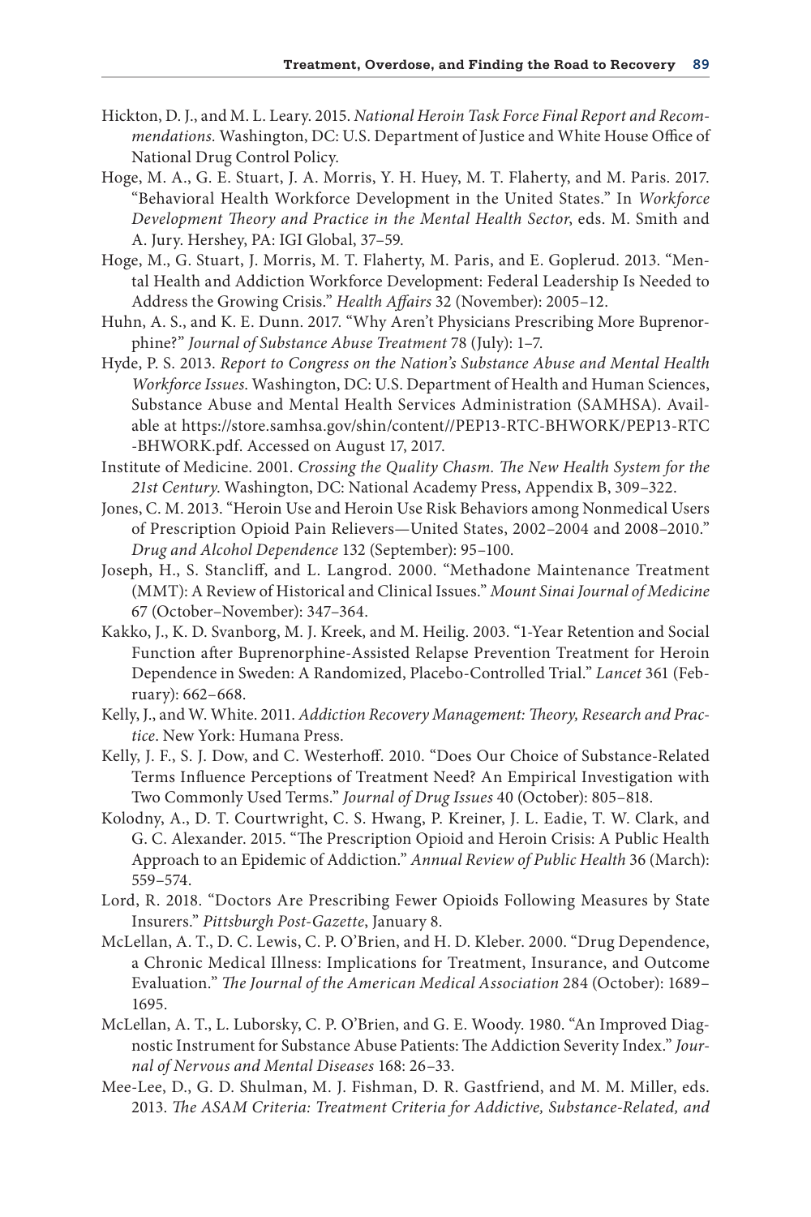Hickton, D. J., and M. L. Leary. 2015. *National Heroin Task Force Final Report and Recommendations.* Washington, DC: U.S. Department of Justice and White House Office of National Drug Control Policy.

Hoge, M. A., G. E. Stuart, J. A. Morris, Y. H. Huey, M. T. Flaherty, and M. Paris. 2017. "Behavioral Health Workforce Development in the United States." In *Workforce Development Theory and Practice in the Mental Health Sector*, eds. M. Smith and A. Jury. Hershey, PA: IGI Global, 37–59.

Hoge, M., G. Stuart, J. Morris, M. T. Flaherty, M. Paris, and E. Goplerud. 2013. "Mental Health and Addiction Workforce Development: Federal Leadership Is Needed to Address the Growing Crisis." *Health Affairs* 32 (November): 2005–12.

Huhn, A. S., and K. E. Dunn. 2017. "Why Aren't Physicians Prescribing More Buprenorphine?" *Journal of Substance Abuse Treatment* 78 (July): 1–7.

Hyde, P. S. 2013. *Report to Congress on the Nation's Substance Abuse and Mental Health Workforce Issues.* Washington, DC: U.S. Department of Health and Human Sciences, Substance Abuse and Mental Health Services Administration (SAMHSA). Available at https://store.samhsa.gov/shin/content//PEP13-RTC-BHWORK/PEP13-RTC-BHWORK.pdf. Accessed on August 17, 2017.

Institute of Medicine. 2001. *Crossing the Quality Chasm. The New Health System for the 21st Century.* Washington, DC: National Academy Press, Appendix B, 309–322.

Jones, C. M. 2013. "Heroin Use and Heroin Use Risk Behaviors among Nonmedical Users of Prescription Opioid Pain Relievers—United States, 2002–2004 and 2008–2010." *Drug and Alcohol Dependence* 132 (September): 95–100.

Joseph, H., S. Stancliff, and L. Langrod. 2000. "Methadone Maintenance Treatment (MMT): A Review of Historical and Clinical Issues." *Mount Sinai Journal of Medicine* 67 (October–November): 347–364.

Kakko, J., K. D. Svanborg, M. J. Kreek, and M. Heilig. 2003. "1-Year Retention and Social Function after Buprenorphine-Assisted Relapse Prevention Treatment for Heroin Dependence in Sweden: A Randomized, Placebo-Controlled Trial." *Lancet* 361 (February): 662–668.

Kelly, J., and W. White. 2011. *Addiction Recovery Management: Theory, Research and Practice*. New York: Humana Press.

Kelly, J. F., S. J. Dow, and C. Westerhoff. 2010. "Does Our Choice of Substance-Related Terms Influence Perceptions of Treatment Need? An Empirical Investigation with Two Commonly Used Terms." *Journal of Drug Issues* 40 (October): 805–818.

Kolodny, A., D. T. Courtwright, C. S. Hwang, P. Kreiner, J. L. Eadie, T. W. Clark, and G. C. Alexander. 2015. "The Prescription Opioid and Heroin Crisis: A Public Health Approach to an Epidemic of Addiction." *Annual Review of Public Health* 36 (March): 559–574.

Lord, R. 2018. "Doctors Are Prescribing Fewer Opioids Following Measures by State Insurers." *Pittsburgh Post-Gazette*, January 8.

McLellan, A. T., D. C. Lewis, C. P. O'Brien, and H. D. Kleber. 2000. "Drug Dependence, a Chronic Medical Illness: Implications for Treatment, Insurance, and Outcome Evaluation." *The Journal of the American Medical Association* 284 (October): 1689–1695.

McLellan, A. T., L. Luborsky, C. P. O'Brien, and G. E. Woody. 1980. "An Improved Diagnostic Instrument for Substance Abuse Patients: The Addiction Severity Index." *Journal of Nervous and Mental Diseases* 168: 26–33.

Mee-Lee, D., G. D. Shulman, M. J. Fishman, D. R. Gastfriend, and M. M. Miller, eds. 2013. *The ASAM Criteria: Treatment Criteria for Addictive, Substance-Related, and*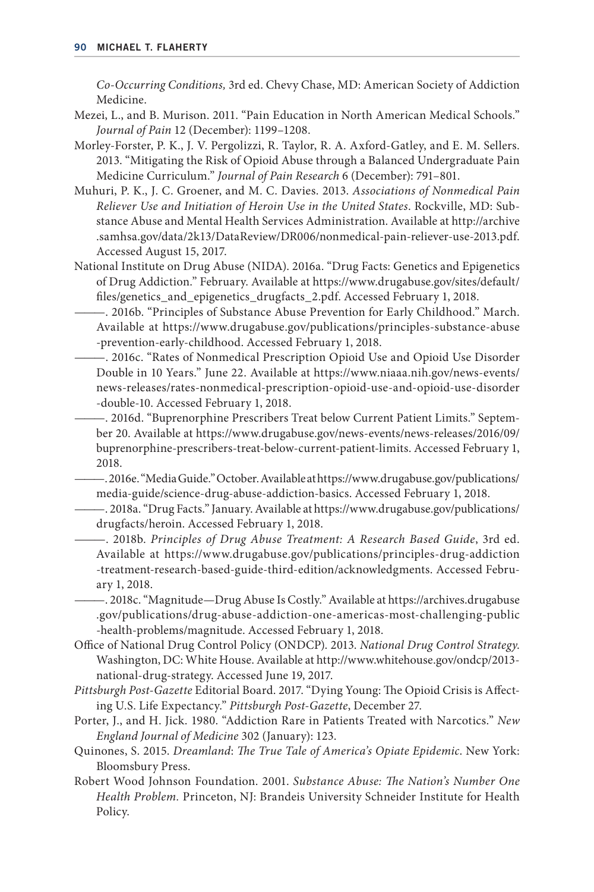*Co-Occurring Conditions,* 3rd ed. Chevy Chase, MD: American Society of Addiction Medicine.

Mezei, L., and B. Murison. 2011. "Pain Education in North American Medical Schools." *Journal of Pain* 12 (December): 1199–1208.

Morley-Forster, P. K., J. V. Pergolizzi, R. Taylor, R. A. Axford-Gatley, and E. M. Sellers. 2013. "Mitigating the Risk of Opioid Abuse through a Balanced Undergraduate Pain Medicine Curriculum." *Journal of Pain Research* 6 (December): 791–801.

Muhuri, P. K., J. C. Groener, and M. C. Davies. 2013. *Associations of Nonmedical Pain Reliever Use and Initiation of Heroin Use in the United States*. Rockville, MD: Substance Abuse and Mental Health Services Administration. Available at http://archive.samhsa.gov/data/2k13/DataReview/DR006/nonmedical-pain-reliever-use-2013.pdf. Accessed August 15, 2017.

National Institute on Drug Abuse (NIDA). 2016a. "Drug Facts: Genetics and Epigenetics of Drug Addiction." February. Available at https://www.drugabuse.gov/sites/default/files/genetics_and_epigenetics_drugfacts_2.pdf. Accessed February 1, 2018.

———. 2016b. "Principles of Substance Abuse Prevention for Early Childhood." March. Available at https://www.drugabuse.gov/publications/principles-substance-abuse-prevention-early-childhood. Accessed February 1, 2018.

———. 2016c. "Rates of Nonmedical Prescription Opioid Use and Opioid Use Disorder Double in 10 Years." June 22. Available at https://www.niaaa.nih.gov/news-events/news-releases/rates-nonmedical-prescription-opioid-use-and-opioid-use-disorder-double-10. Accessed February 1, 2018.

———. 2016d. "Buprenorphine Prescribers Treat below Current Patient Limits." September 20. Available at https://www.drugabuse.gov/news-events/news-releases/2016/09/buprenorphine-prescribers-treat-below-current-patient-limits. Accessed February 1, 2018.

———. 2016e. "Media Guide." October. Available at https://www.drugabuse.gov/publications/media-guide/science-drug-abuse-addiction-basics. Accessed February 1, 2018.

———. 2018a. "Drug Facts." January. Available at https://www.drugabuse.gov/publications/drugfacts/heroin. Accessed February 1, 2018.

———. 2018b. *Principles of Drug Abuse Treatment: A Research Based Guide*, 3rd ed. Available at https://www.drugabuse.gov/publications/principles-drug-addiction-treatment-research-based-guide-third-edition/acknowledgments. Accessed February 1, 2018.

———. 2018c. "Magnitude—Drug Abuse Is Costly." Available at https://archives.drugabuse.gov/publications/drug-abuse-addiction-one-americas-most-challenging-public-health-problems/magnitude. Accessed February 1, 2018.

Office of National Drug Control Policy (ONDCP). 2013. *National Drug Control Strategy*. Washington, DC: White House. Available at http://www.whitehouse.gov/ondcp/2013-national-drug-strategy. Accessed June 19, 2017.

*Pittsburgh Post-Gazette* Editorial Board. 2017. "Dying Young: The Opioid Crisis is Affecting U.S. Life Expectancy." *Pittsburgh Post-Gazette*, December 27.

Porter, J., and H. Jick. 1980. "Addiction Rare in Patients Treated with Narcotics." *New England Journal of Medicine* 302 (January): 123.

Quinones, S. 2015. *Dreamland*: *The True Tale of America's Opiate Epidemic*. New York: Bloomsbury Press.

Robert Wood Johnson Foundation. 2001. *Substance Abuse: The Nation's Number One Health Problem*. Princeton, NJ: Brandeis University Schneider Institute for Health Policy.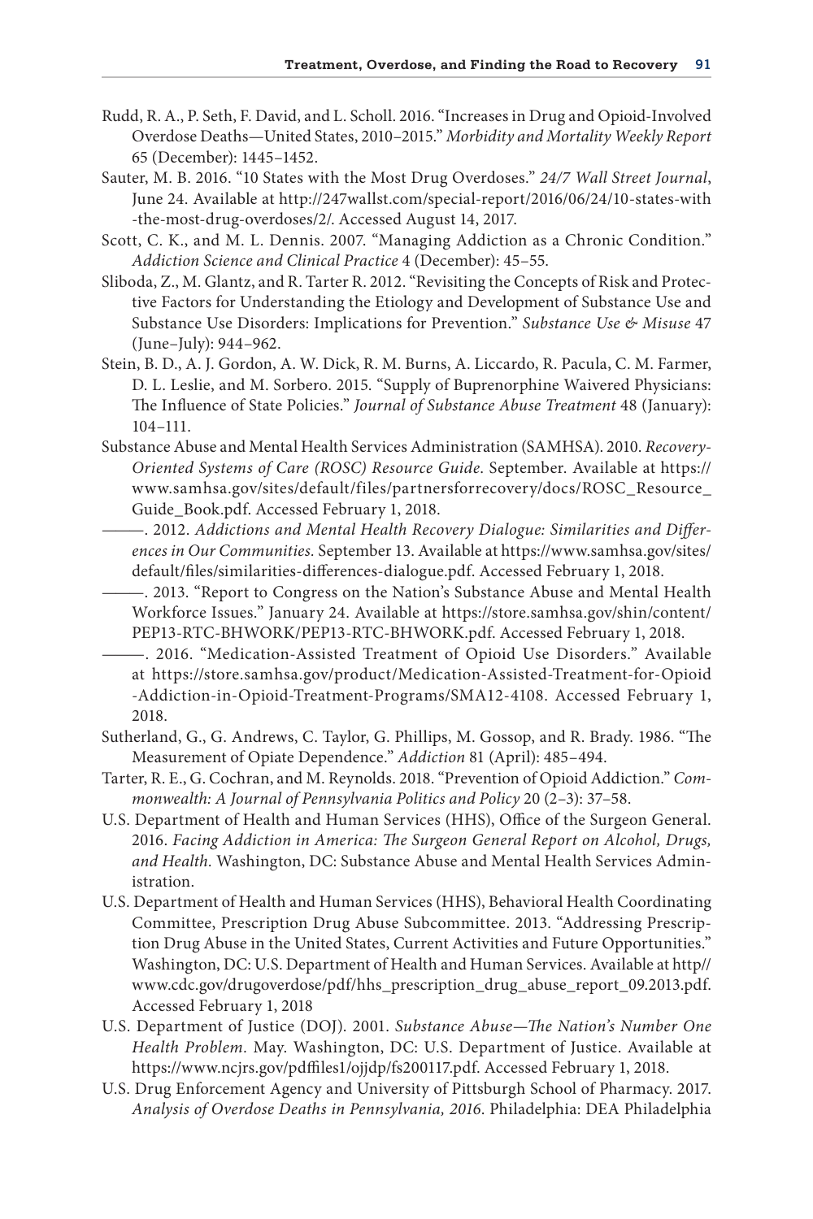Rudd, R. A., P. Seth, F. David, and L. Scholl. 2016. "Increases in Drug and Opioid-Involved Overdose Deaths—United States, 2010–2015." *Morbidity and Mortality Weekly Report* 65 (December): 1445–1452.

Sauter, M. B. 2016. "10 States with the Most Drug Overdoses." *24/7 Wall Street Journal*, June 24. Available at http://247wallst.com/special-report/2016/06/24/10-states-with-the-most-drug-overdoses/2/. Accessed August 14, 2017.

Scott, C. K., and M. L. Dennis. 2007. "Managing Addiction as a Chronic Condition." *Addiction Science and Clinical Practice* 4 (December): 45–55.

Sliboda, Z., M. Glantz, and R. Tarter R. 2012. "Revisiting the Concepts of Risk and Protective Factors for Understanding the Etiology and Development of Substance Use and Substance Use Disorders: Implications for Prevention." *Substance Use & Misuse* 47 (June–July): 944–962.

Stein, B. D., A. J. Gordon, A. W. Dick, R. M. Burns, A. Liccardo, R. Pacula, C. M. Farmer, D. L. Leslie, and M. Sorbero. 2015. "Supply of Buprenorphine Waivered Physicians: The Influence of State Policies." *Journal of Substance Abuse Treatment* 48 (January): 104–111.

Substance Abuse and Mental Health Services Administration (SAMHSA). 2010. *Recovery-Oriented Systems of Care (ROSC) Resource Guide*. September. Available at https://www.samhsa.gov/sites/default/files/partnersforrecovery/docs/ROSC_Resource_Guide_Book.pdf. Accessed February 1, 2018.

———. 2012. *Addictions and Mental Health Recovery Dialogue: Similarities and Differences in Our Communities.* September 13. Available at https://www.samhsa.gov/sites/default/files/similarities-differences-dialogue.pdf. Accessed February 1, 2018.

———. 2013. "Report to Congress on the Nation's Substance Abuse and Mental Health Workforce Issues." January 24. Available at https://store.samhsa.gov/shin/content/PEP13-RTC-BHWORK/PEP13-RTC-BHWORK.pdf. Accessed February 1, 2018.

———. 2016. "Medication-Assisted Treatment of Opioid Use Disorders." Available at https://store.samhsa.gov/product/Medication-Assisted-Treatment-for-Opioid-Addiction-in-Opioid-Treatment-Programs/SMA12-4108. Accessed February 1, 2018.

Sutherland, G., G. Andrews, C. Taylor, G. Phillips, M. Gossop, and R. Brady. 1986. "The Measurement of Opiate Dependence." *Addiction* 81 (April): 485–494.

Tarter, R. E., G. Cochran, and M. Reynolds. 2018. "Prevention of Opioid Addiction." *Commonwealth: A Journal of Pennsylvania Politics and Policy* 20 (2–3): 37–58.

U.S. Department of Health and Human Services (HHS), Office of the Surgeon General. 2016. *Facing Addiction in America: The Surgeon General Report on Alcohol, Drugs, and Health.* Washington, DC: Substance Abuse and Mental Health Services Administration.

U.S. Department of Health and Human Services (HHS), Behavioral Health Coordinating Committee, Prescription Drug Abuse Subcommittee. 2013. "Addressing Prescription Drug Abuse in the United States, Current Activities and Future Opportunities." Washington, DC: U.S. Department of Health and Human Services. Available at http//www.cdc.gov/drugoverdose/pdf/hhs_prescription_drug_abuse_report_09.2013.pdf. Accessed February 1, 2018

U.S. Department of Justice (DOJ). 2001. *Substance Abuse—The Nation's Number One Health Problem.* May. Washington, DC: U.S. Department of Justice. Available at https://www.ncjrs.gov/pdffiles1/ojjdp/fs200117.pdf. Accessed February 1, 2018.

U.S. Drug Enforcement Agency and University of Pittsburgh School of Pharmacy. 2017. *Analysis of Overdose Deaths in Pennsylvania, 2016.* Philadelphia: DEA Philadelphia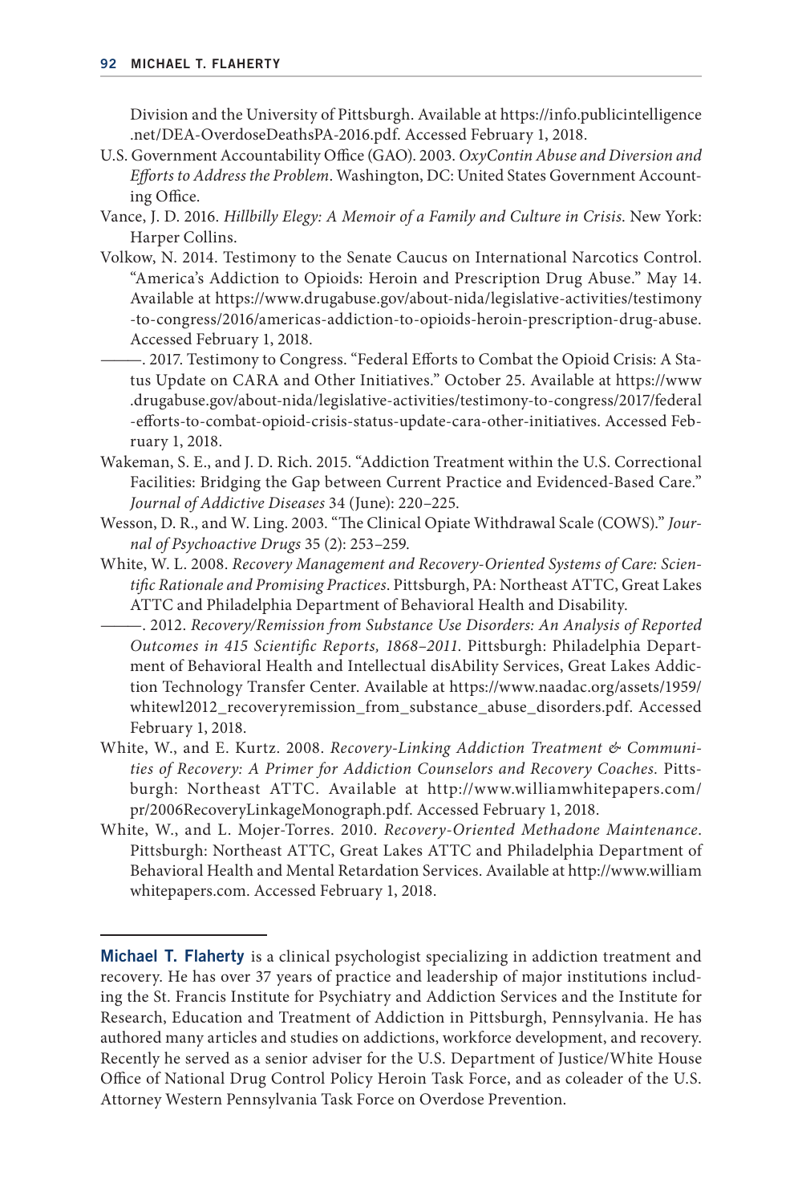Division and the University of Pittsburgh. Available at https://info.publicintelligence.net/DEA-OverdoseDeathsPA-2016.pdf. Accessed February 1, 2018.

U.S. Government Accountability Office (GAO). 2003. *OxyContin Abuse and Diversion and Efforts to Address the Problem*. Washington, DC: United States Government Accounting Office.

Vance, J. D. 2016. *Hillbilly Elegy: A Memoir of a Family and Culture in Crisis*. New York: Harper Collins.

Volkow, N. 2014. Testimony to the Senate Caucus on International Narcotics Control. "America's Addiction to Opioids: Heroin and Prescription Drug Abuse." May 14. Available at https://www.drugabuse.gov/about-nida/legislative-activities/testimony-to-congress/2016/americas-addiction-to-opioids-heroin-prescription-drug-abuse. Accessed February 1, 2018.

———. 2017. Testimony to Congress. "Federal Efforts to Combat the Opioid Crisis: A Status Update on CARA and Other Initiatives." October 25. Available at https://www.drugabuse.gov/about-nida/legislative-activities/testimony-to-congress/2017/federal-efforts-to-combat-opioid-crisis-status-update-cara-other-initiatives. Accessed February 1, 2018.

Wakeman, S. E., and J. D. Rich. 2015. "Addiction Treatment within the U.S. Correctional Facilities: Bridging the Gap between Current Practice and Evidenced-Based Care." *Journal of Addictive Diseases* 34 (June): 220–225.

Wesson, D. R., and W. Ling. 2003. "The Clinical Opiate Withdrawal Scale (COWS)." *Journal of Psychoactive Drugs* 35 (2): 253–259.

White, W. L. 2008. *Recovery Management and Recovery-Oriented Systems of Care: Scientific Rationale and Promising Practices*. Pittsburgh, PA: Northeast ATTC, Great Lakes ATTC and Philadelphia Department of Behavioral Health and Disability.

———. 2012. *Recovery/Remission from Substance Use Disorders: An Analysis of Reported Outcomes in 415 Scientific Reports, 1868–2011*. Pittsburgh: Philadelphia Department of Behavioral Health and Intellectual disAbility Services, Great Lakes Addiction Technology Transfer Center. Available at https://www.naadac.org/assets/1959/whitewl2012_recoveryremission_from_substance_abuse_disorders.pdf. Accessed February 1, 2018.

White, W., and E. Kurtz. 2008. *Recovery-Linking Addiction Treatment & Communities of Recovery: A Primer for Addiction Counselors and Recovery Coaches*. Pittsburgh: Northeast ATTC. Available at http://www.williamwhitepapers.com/pr/2006RecoveryLinkageMonograph.pdf. Accessed February 1, 2018.

White, W., and L. Mojer-Torres. 2010. *Recovery-Oriented Methadone Maintenance*. Pittsburgh: Northeast ATTC, Great Lakes ATTC and Philadelphia Department of Behavioral Health and Mental Retardation Services. Available at http://www.williamwhitepapers.com. Accessed February 1, 2018.

---

**Michael T. Flaherty** is a clinical psychologist specializing in addiction treatment and recovery. He has over 37 years of practice and leadership of major institutions including the St. Francis Institute for Psychiatry and Addiction Services and the Institute for Research, Education and Treatment of Addiction in Pittsburgh, Pennsylvania. He has authored many articles and studies on addictions, workforce development, and recovery. Recently he served as a senior adviser for the U.S. Department of Justice/White House Office of National Drug Control Policy Heroin Task Force, and as coleader of the U.S. Attorney Western Pennsylvania Task Force on Overdose Prevention.